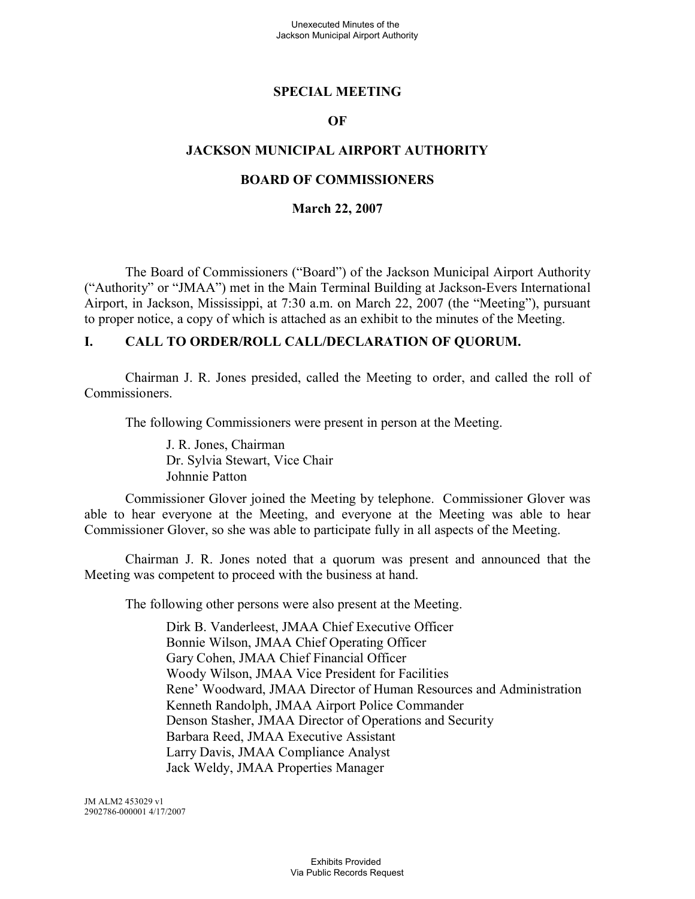# SPECIAL MEETING

# OF

# JACKSON MUNICIPAL AIRPORT AUTHORITY

# BOARD OF COMMISSIONERS

## March 22, 2007

The Board of Commissioners ("Board") of the Jackson Municipal Airport Authority ("Authority" or "JMAA") met in the Main Terminal Building at Jackson-Evers International Airport, in Jackson, Mississippi, at 7:30 a.m. on March 22, 2007 (the "Meeting"), pursuant to proper notice, a copy of which is attached as an exhibit to the minutes of the Meeting.

## I. CALL TO ORDER/ROLL CALL/DECLARATION OF QUORUM.

Chairman J. R. Jones presided, called the Meeting to order, and called the roll of Commissioners.

The following Commissioners were present in person at the Meeting.

J. R. Jones, Chairman
Dr. Sylvia Stewart, Vice Chair
Johnnie Patton

Commissioner Glover joined the Meeting by telephone. Commissioner Glover was able to hear everyone at the Meeting, and everyone at the Meeting was able to hear Commissioner Glover, so she was able to participate fully in all aspects of the Meeting.

Chairman J. R. Jones noted that a quorum was present and announced that the Meeting was competent to proceed with the business at hand.

The following other persons were also present at the Meeting.

Dirk B. Vanderleest, JMAA Chief Executive Officer
Bonnie Wilson, JMAA Chief Operating Officer
Gary Cohen, JMAA Chief Financial Officer
Woody Wilson, JMAA Vice President for Facilities
Rene' Woodward, JMAA Director of Human Resources and Administration
Kenneth Randolph, JMAA Airport Police Commander
Denson Stasher, JMAA Director of Operations and Security
Barbara Reed, JMAA Executive Assistant
Larry Davis, JMAA Compliance Analyst
Jack Weldy, JMAA Properties Manager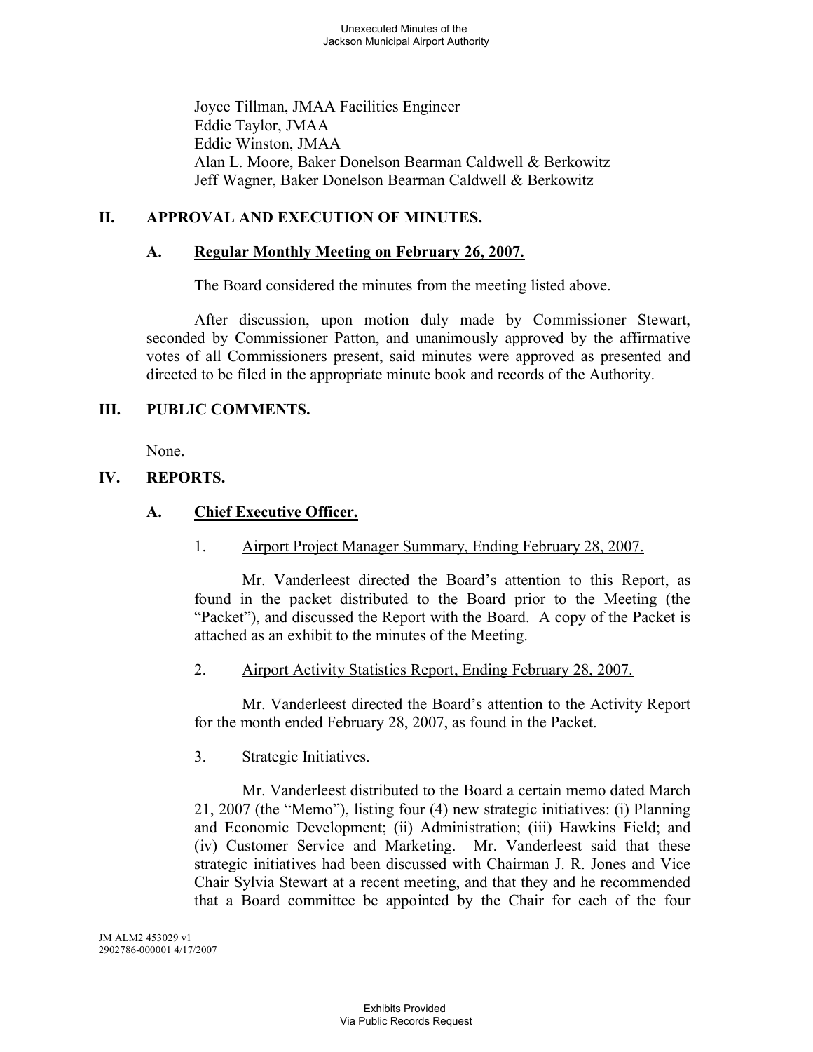Joyce Tillman, JMAA Facilities Engineer
Eddie Taylor, JMAA
Eddie Winston, JMAA
Alan L. Moore, Baker Donelson Bearman Caldwell & Berkowitz
Jeff Wagner, Baker Donelson Bearman Caldwell & Berkowitz

## II. APPROVAL AND EXECUTION OF MINUTES.

### A. Regular Monthly Meeting on February 26, 2007.

The Board considered the minutes from the meeting listed above.

After discussion, upon motion duly made by Commissioner Stewart, seconded by Commissioner Patton, and unanimously approved by the affirmative votes of all Commissioners present, said minutes were approved as presented and directed to be filed in the appropriate minute book and records of the Authority.

## III. PUBLIC COMMENTS.

None.

## IV. REPORTS.

### A. Chief Executive Officer.

1. Airport Project Manager Summary, Ending February 28, 2007.

Mr. Vanderleest directed the Board's attention to this Report, as found in the packet distributed to the Board prior to the Meeting (the "Packet"), and discussed the Report with the Board. A copy of the Packet is attached as an exhibit to the minutes of the Meeting.

2. Airport Activity Statistics Report, Ending February 28, 2007.

Mr. Vanderleest directed the Board's attention to the Activity Report for the month ended February 28, 2007, as found in the Packet.

3. Strategic Initiatives.

Mr. Vanderleest distributed to the Board a certain memo dated March 21, 2007 (the "Memo"), listing four (4) new strategic initiatives: (i) Planning and Economic Development; (ii) Administration; (iii) Hawkins Field; and (iv) Customer Service and Marketing. Mr. Vanderleest said that these strategic initiatives had been discussed with Chairman J. R. Jones and Vice Chair Sylvia Stewart at a recent meeting, and that they and he recommended that a Board committee be appointed by the Chair for each of the four

JM ALM2 453029 v1
2902786-000001 4/17/2007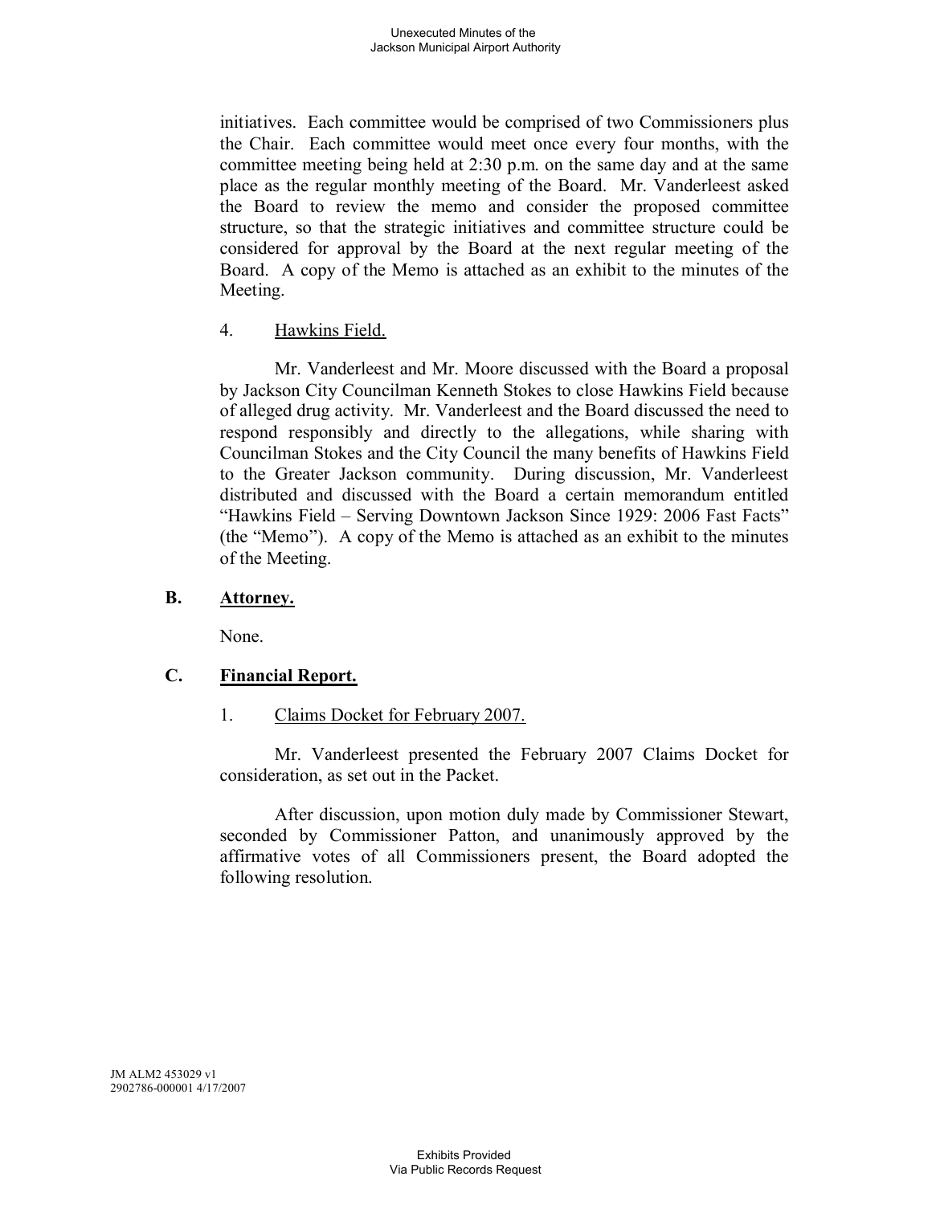initiatives. Each committee would be comprised of two Commissioners plus the Chair. Each committee would meet once every four months, with the committee meeting being held at 2:30 p.m. on the same day and at the same place as the regular monthly meeting of the Board. Mr. Vanderleest asked the Board to review the memo and consider the proposed committee structure, so that the strategic initiatives and committee structure could be considered for approval by the Board at the next regular meeting of the Board. A copy of the Memo is attached as an exhibit to the minutes of the Meeting.

4. <u>Hawkins Field.</u>

Mr. Vanderleest and Mr. Moore discussed with the Board a proposal by Jackson City Councilman Kenneth Stokes to close Hawkins Field because of alleged drug activity. Mr. Vanderleest and the Board discussed the need to respond responsibly and directly to the allegations, while sharing with Councilman Stokes and the City Council the many benefits of Hawkins Field to the Greater Jackson community. During discussion, Mr. Vanderleest distributed and discussed with the Board a certain memorandum entitled "Hawkins Field – Serving Downtown Jackson Since 1929: 2006 Fast Facts" (the "Memo"). A copy of the Memo is attached as an exhibit to the minutes of the Meeting.

## B. Attorney.

None.

## C. Financial Report.

1. <u>Claims Docket for February 2007.</u>

Mr. Vanderleest presented the February 2007 Claims Docket for consideration, as set out in the Packet.

After discussion, upon motion duly made by Commissioner Stewart, seconded by Commissioner Patton, and unanimously approved by the affirmative votes of all Commissioners present, the Board adopted the following resolution.

JM ALM2 453029 v1
2902786-000001 4/17/2007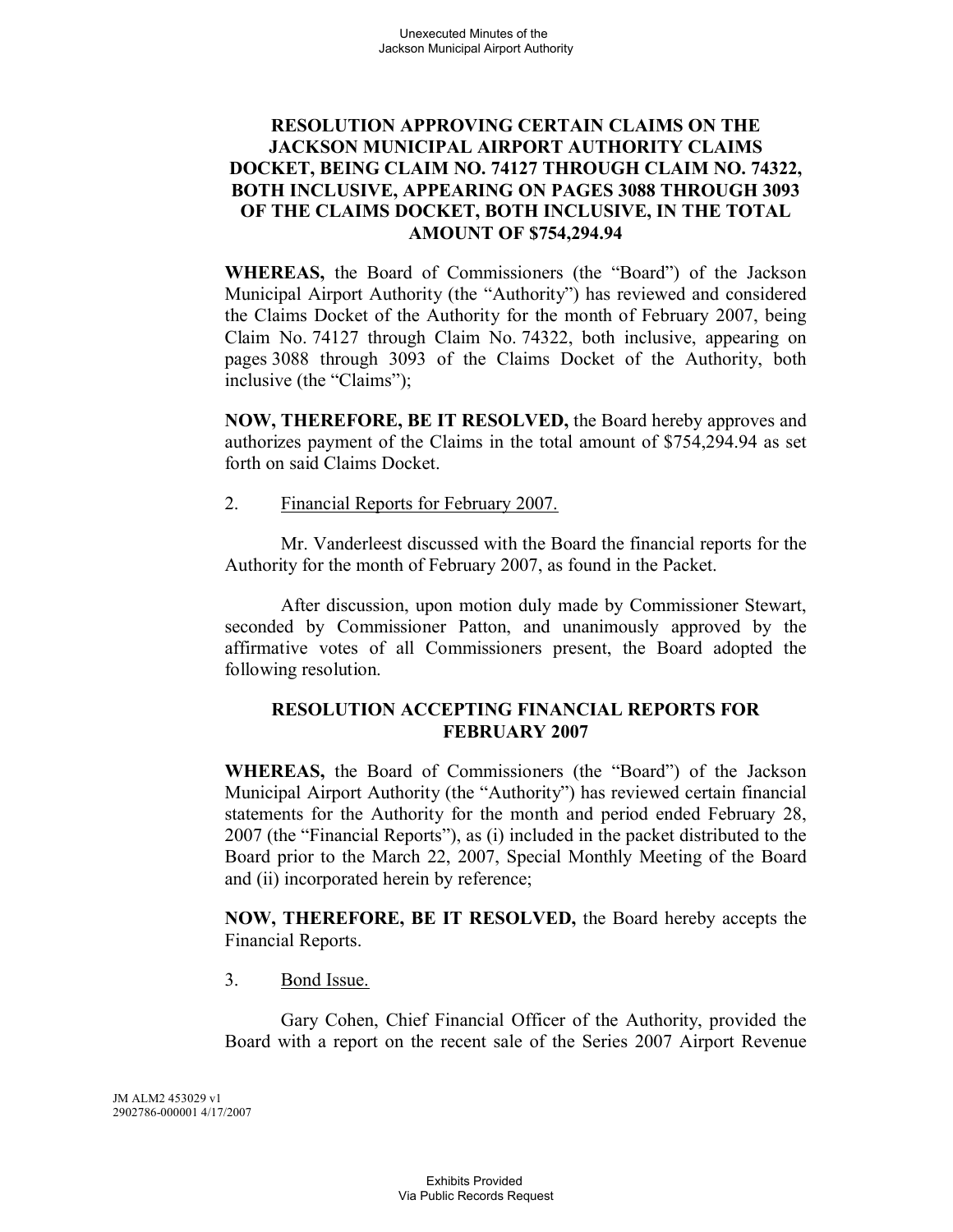**RESOLUTION APPROVING CERTAIN CLAIMS ON THE JACKSON MUNICIPAL AIRPORT AUTHORITY CLAIMS DOCKET, BEING CLAIM NO. 74127 THROUGH CLAIM NO. 74322, BOTH INCLUSIVE, APPEARING ON PAGES 3088 THROUGH 3093 OF THE CLAIMS DOCKET, BOTH INCLUSIVE, IN THE TOTAL AMOUNT OF $754,294.94**

**WHEREAS,** the Board of Commissioners (the "Board") of the Jackson Municipal Airport Authority (the "Authority") has reviewed and considered the Claims Docket of the Authority for the month of February 2007, being Claim No. 74127 through Claim No. 74322, both inclusive, appearing on pages 3088 through 3093 of the Claims Docket of the Authority, both inclusive (the "Claims");

**NOW, THEREFORE, BE IT RESOLVED,** the Board hereby approves and authorizes payment of the Claims in the total amount of $754,294.94 as set forth on said Claims Docket.

2. Financial Reports for February 2007.

Mr. Vanderleest discussed with the Board the financial reports for the Authority for the month of February 2007, as found in the Packet.

After discussion, upon motion duly made by Commissioner Stewart, seconded by Commissioner Patton, and unanimously approved by the affirmative votes of all Commissioners present, the Board adopted the following resolution.

**RESOLUTION ACCEPTING FINANCIAL REPORTS FOR FEBRUARY 2007**

**WHEREAS,** the Board of Commissioners (the "Board") of the Jackson Municipal Airport Authority (the "Authority") has reviewed certain financial statements for the Authority for the month and period ended February 28, 2007 (the "Financial Reports"), as (i) included in the packet distributed to the Board prior to the March 22, 2007, Special Monthly Meeting of the Board and (ii) incorporated herein by reference;

**NOW, THEREFORE, BE IT RESOLVED,** the Board hereby accepts the Financial Reports.

3. Bond Issue.

Gary Cohen, Chief Financial Officer of the Authority, provided the Board with a report on the recent sale of the Series 2007 Airport Revenue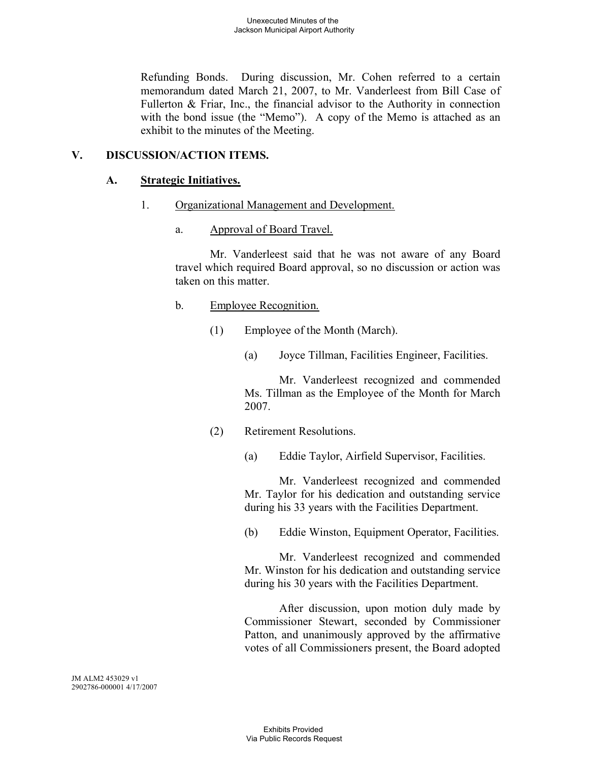Refunding Bonds. During discussion, Mr. Cohen referred to a certain memorandum dated March 21, 2007, to Mr. Vanderleest from Bill Case of Fullerton & Friar, Inc., the financial advisor to the Authority in connection with the bond issue (the "Memo"). A copy of the Memo is attached as an exhibit to the minutes of the Meeting.

## V. DISCUSSION/ACTION ITEMS.

### A. Strategic Initiatives.

1. Organizational Management and Development.

   a. Approval of Board Travel.

   Mr. Vanderleest said that he was not aware of any Board travel which required Board approval, so no discussion or action was taken on this matter.

   b. Employee Recognition.

   (1) Employee of the Month (March).

   (a) Joyce Tillman, Facilities Engineer, Facilities.

   Mr. Vanderleest recognized and commended Ms. Tillman as the Employee of the Month for March 2007.

   (2) Retirement Resolutions.

   (a) Eddie Taylor, Airfield Supervisor, Facilities.

   Mr. Vanderleest recognized and commended Mr. Taylor for his dedication and outstanding service during his 33 years with the Facilities Department.

   (b) Eddie Winston, Equipment Operator, Facilities.

   Mr. Vanderleest recognized and commended Mr. Winston for his dedication and outstanding service during his 30 years with the Facilities Department.

   After discussion, upon motion duly made by Commissioner Stewart, seconded by Commissioner Patton, and unanimously approved by the affirmative votes of all Commissioners present, the Board adopted

JM ALM2 453029 v1
2902786-000001 4/17/2007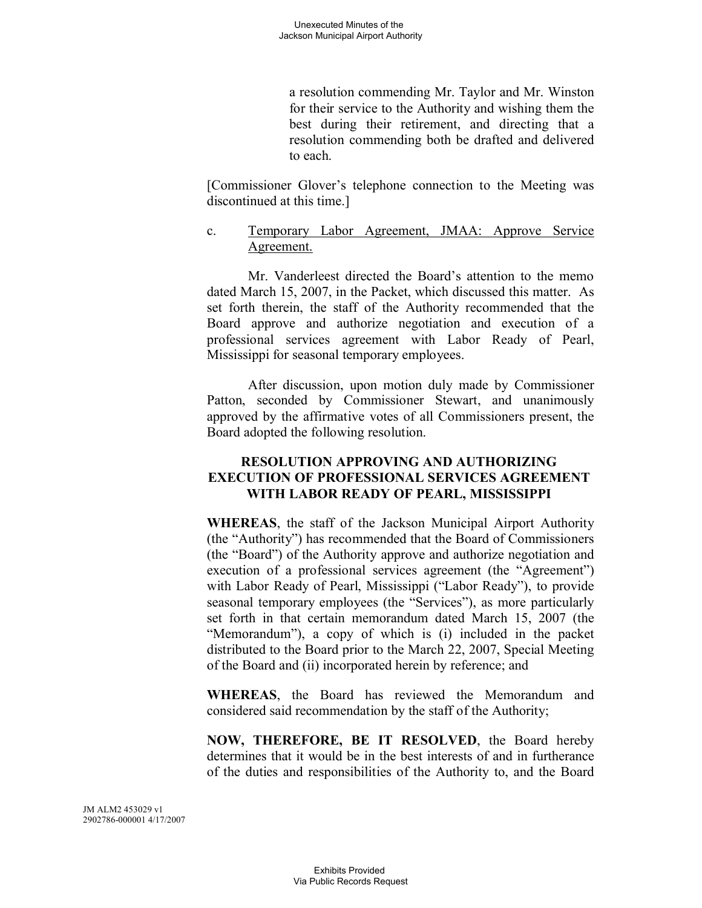a resolution commending Mr. Taylor and Mr. Winston for their service to the Authority and wishing them the best during their retirement, and directing that a resolution commending both be drafted and delivered to each.

[Commissioner Glover's telephone connection to the Meeting was discontinued at this time.]

c. <u>Temporary Labor Agreement, JMAA: Approve Service Agreement.</u>

Mr. Vanderleest directed the Board's attention to the memo dated March 15, 2007, in the Packet, which discussed this matter. As set forth therein, the staff of the Authority recommended that the Board approve and authorize negotiation and execution of a professional services agreement with Labor Ready of Pearl, Mississippi for seasonal temporary employees.

After discussion, upon motion duly made by Commissioner Patton, seconded by Commissioner Stewart, and unanimously approved by the affirmative votes of all Commissioners present, the Board adopted the following resolution.

**RESOLUTION APPROVING AND AUTHORIZING EXECUTION OF PROFESSIONAL SERVICES AGREEMENT WITH LABOR READY OF PEARL, MISSISSIPPI**

**WHEREAS**, the staff of the Jackson Municipal Airport Authority (the "Authority") has recommended that the Board of Commissioners (the "Board") of the Authority approve and authorize negotiation and execution of a professional services agreement (the "Agreement") with Labor Ready of Pearl, Mississippi ("Labor Ready"), to provide seasonal temporary employees (the "Services"), as more particularly set forth in that certain memorandum dated March 15, 2007 (the "Memorandum"), a copy of which is (i) included in the packet distributed to the Board prior to the March 22, 2007, Special Meeting of the Board and (ii) incorporated herein by reference; and

**WHEREAS**, the Board has reviewed the Memorandum and considered said recommendation by the staff of the Authority;

**NOW, THEREFORE, BE IT RESOLVED**, the Board hereby determines that it would be in the best interests of and in furtherance of the duties and responsibilities of the Authority to, and the Board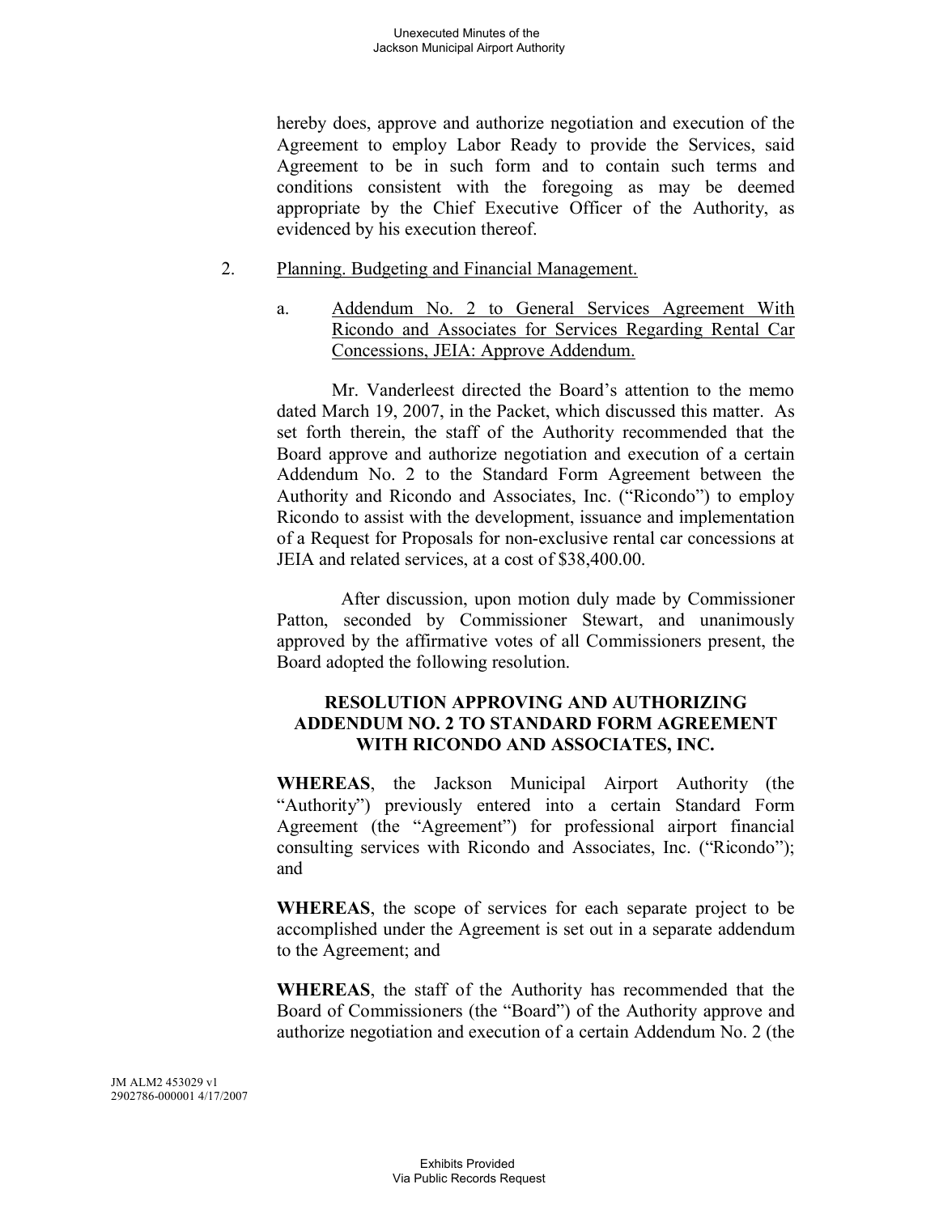hereby does, approve and authorize negotiation and execution of the Agreement to employ Labor Ready to provide the Services, said Agreement to be in such form and to contain such terms and conditions consistent with the foregoing as may be deemed appropriate by the Chief Executive Officer of the Authority, as evidenced by his execution thereof.

2. Planning. Budgeting and Financial Management.

   a. Addendum No. 2 to General Services Agreement With Ricondo and Associates for Services Regarding Rental Car Concessions, JEIA: Approve Addendum.

Mr. Vanderleest directed the Board's attention to the memo dated March 19, 2007, in the Packet, which discussed this matter. As set forth therein, the staff of the Authority recommended that the Board approve and authorize negotiation and execution of a certain Addendum No. 2 to the Standard Form Agreement between the Authority and Ricondo and Associates, Inc. ("Ricondo") to employ Ricondo to assist with the development, issuance and implementation of a Request for Proposals for non-exclusive rental car concessions at JEIA and related services, at a cost of $38,400.00.

After discussion, upon motion duly made by Commissioner Patton, seconded by Commissioner Stewart, and unanimously approved by the affirmative votes of all Commissioners present, the Board adopted the following resolution.

**RESOLUTION APPROVING AND AUTHORIZING ADDENDUM NO. 2 TO STANDARD FORM AGREEMENT WITH RICONDO AND ASSOCIATES, INC.**

**WHEREAS**, the Jackson Municipal Airport Authority (the "Authority") previously entered into a certain Standard Form Agreement (the "Agreement") for professional airport financial consulting services with Ricondo and Associates, Inc. ("Ricondo"); and

**WHEREAS**, the scope of services for each separate project to be accomplished under the Agreement is set out in a separate addendum to the Agreement; and

**WHEREAS**, the staff of the Authority has recommended that the Board of Commissioners (the "Board") of the Authority approve and authorize negotiation and execution of a certain Addendum No. 2 (the

JM ALM2 453029 v1
2902786-000001 4/17/2007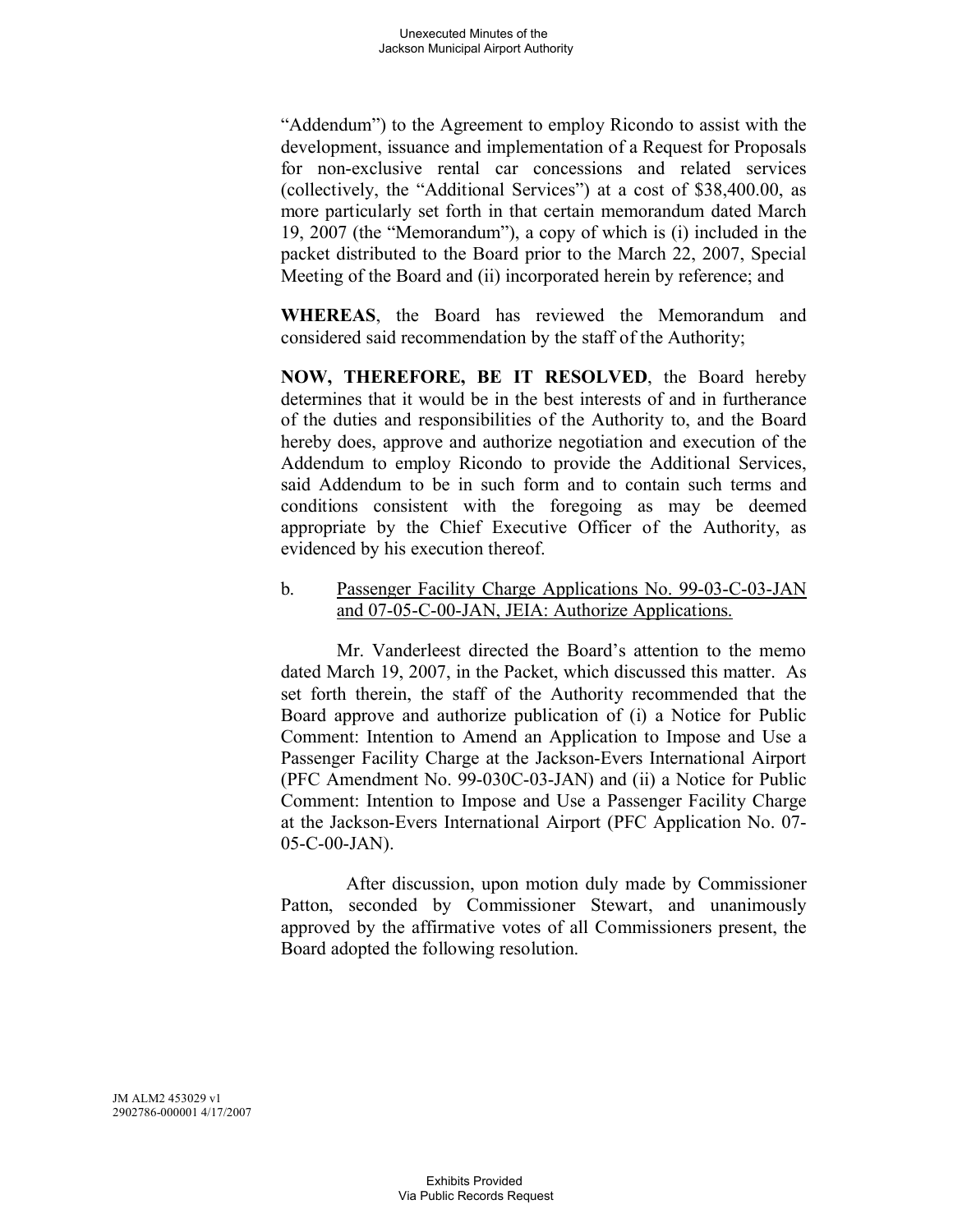"Addendum") to the Agreement to employ Ricondo to assist with the development, issuance and implementation of a Request for Proposals for non-exclusive rental car concessions and related services (collectively, the "Additional Services") at a cost of $38,400.00, as more particularly set forth in that certain memorandum dated March 19, 2007 (the "Memorandum"), a copy of which is (i) included in the packet distributed to the Board prior to the March 22, 2007, Special Meeting of the Board and (ii) incorporated herein by reference; and

**WHEREAS**, the Board has reviewed the Memorandum and considered said recommendation by the staff of the Authority;

**NOW, THEREFORE, BE IT RESOLVED**, the Board hereby determines that it would be in the best interests of and in furtherance of the duties and responsibilities of the Authority to, and the Board hereby does, approve and authorize negotiation and execution of the Addendum to employ Ricondo to provide the Additional Services, said Addendum to be in such form and to contain such terms and conditions consistent with the foregoing as may be deemed appropriate by the Chief Executive Officer of the Authority, as evidenced by his execution thereof.

b. Passenger Facility Charge Applications No. 99-03-C-03-JAN and 07-05-C-00-JAN, JEIA: Authorize Applications.

Mr. Vanderleest directed the Board's attention to the memo dated March 19, 2007, in the Packet, which discussed this matter. As set forth therein, the staff of the Authority recommended that the Board approve and authorize publication of (i) a Notice for Public Comment: Intention to Amend an Application to Impose and Use a Passenger Facility Charge at the Jackson-Evers International Airport (PFC Amendment No. 99-030C-03-JAN) and (ii) a Notice for Public Comment: Intention to Impose and Use a Passenger Facility Charge at the Jackson-Evers International Airport (PFC Application No. 07-05-C-00-JAN).

After discussion, upon motion duly made by Commissioner Patton, seconded by Commissioner Stewart, and unanimously approved by the affirmative votes of all Commissioners present, the Board adopted the following resolution.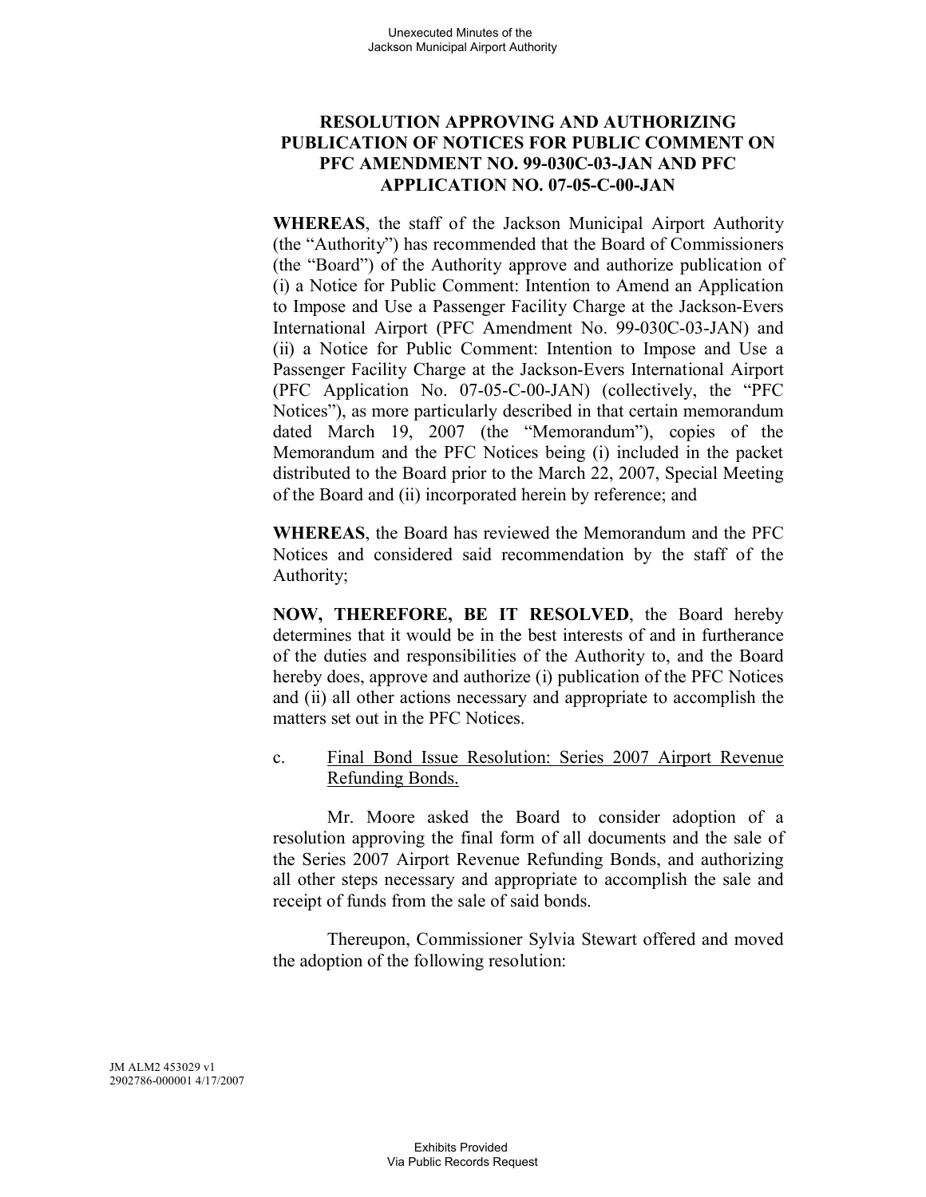**RESOLUTION APPROVING AND AUTHORIZING PUBLICATION OF NOTICES FOR PUBLIC COMMENT ON PFC AMENDMENT NO. 99-030C-03-JAN AND PFC APPLICATION NO. 07-05-C-00-JAN**

**WHEREAS**, the staff of the Jackson Municipal Airport Authority (the "Authority") has recommended that the Board of Commissioners (the "Board") of the Authority approve and authorize publication of (i) a Notice for Public Comment: Intention to Amend an Application to Impose and Use a Passenger Facility Charge at the Jackson-Evers International Airport (PFC Amendment No. 99-030C-03-JAN) and (ii) a Notice for Public Comment: Intention to Impose and Use a Passenger Facility Charge at the Jackson-Evers International Airport (PFC Application No. 07-05-C-00-JAN) (collectively, the "PFC Notices"), as more particularly described in that certain memorandum dated March 19, 2007 (the "Memorandum"), copies of the Memorandum and the PFC Notices being (i) included in the packet distributed to the Board prior to the March 22, 2007, Special Meeting of the Board and (ii) incorporated herein by reference; and

**WHEREAS**, the Board has reviewed the Memorandum and the PFC Notices and considered said recommendation by the staff of the Authority;

**NOW, THEREFORE, BE IT RESOLVED**, the Board hereby determines that it would be in the best interests of and in furtherance of the duties and responsibilities of the Authority to, and the Board hereby does, approve and authorize (i) publication of the PFC Notices and (ii) all other actions necessary and appropriate to accomplish the matters set out in the PFC Notices.

c. Final Bond Issue Resolution: Series 2007 Airport Revenue Refunding Bonds.

Mr. Moore asked the Board to consider adoption of a resolution approving the final form of all documents and the sale of the Series 2007 Airport Revenue Refunding Bonds, and authorizing all other steps necessary and appropriate to accomplish the sale and receipt of funds from the sale of said bonds.

Thereupon, Commissioner Sylvia Stewart offered and moved the adoption of the following resolution:

JM ALM2 453029 v1
2902786-000001 4/17/2007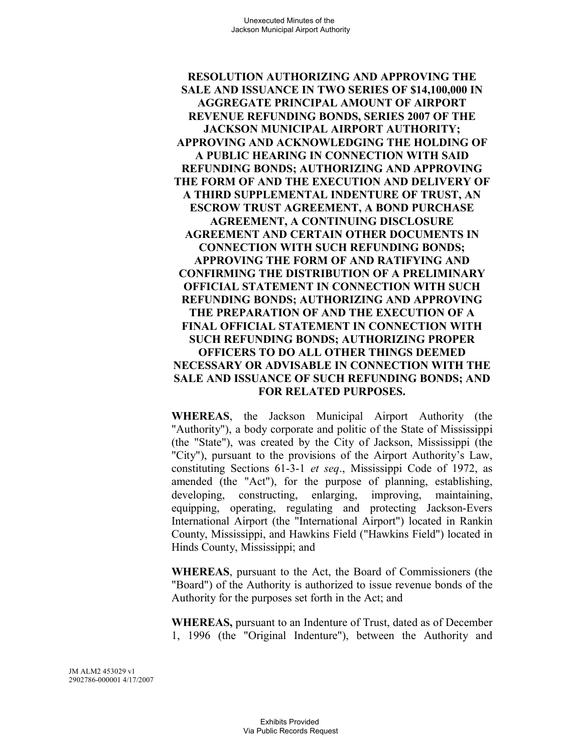**RESOLUTION AUTHORIZING AND APPROVING THE SALE AND ISSUANCE IN TWO SERIES OF $14,100,000 IN AGGREGATE PRINCIPAL AMOUNT OF AIRPORT REVENUE REFUNDING BONDS, SERIES 2007 OF THE JACKSON MUNICIPAL AIRPORT AUTHORITY; APPROVING AND ACKNOWLEDGING THE HOLDING OF A PUBLIC HEARING IN CONNECTION WITH SAID REFUNDING BONDS; AUTHORIZING AND APPROVING THE FORM OF AND THE EXECUTION AND DELIVERY OF A THIRD SUPPLEMENTAL INDENTURE OF TRUST, AN ESCROW TRUST AGREEMENT, A BOND PURCHASE AGREEMENT, A CONTINUING DISCLOSURE AGREEMENT AND CERTAIN OTHER DOCUMENTS IN CONNECTION WITH SUCH REFUNDING BONDS; APPROVING THE FORM OF AND RATIFYING AND CONFIRMING THE DISTRIBUTION OF A PRELIMINARY OFFICIAL STATEMENT IN CONNECTION WITH SUCH REFUNDING BONDS; AUTHORIZING AND APPROVING THE PREPARATION OF AND THE EXECUTION OF A FINAL OFFICIAL STATEMENT IN CONNECTION WITH SUCH REFUNDING BONDS; AUTHORIZING PROPER OFFICERS TO DO ALL OTHER THINGS DEEMED NECESSARY OR ADVISABLE IN CONNECTION WITH THE SALE AND ISSUANCE OF SUCH REFUNDING BONDS; AND FOR RELATED PURPOSES.**

**WHEREAS**, the Jackson Municipal Airport Authority (the "Authority"), a body corporate and politic of the State of Mississippi (the "State"), was created by the City of Jackson, Mississippi (the "City"), pursuant to the provisions of the Airport Authority's Law, constituting Sections 61-3-1 *et seq*., Mississippi Code of 1972, as amended (the "Act"), for the purpose of planning, establishing, developing, constructing, enlarging, improving, maintaining, equipping, operating, regulating and protecting Jackson-Evers International Airport (the "International Airport") located in Rankin County, Mississippi, and Hawkins Field ("Hawkins Field") located in Hinds County, Mississippi; and

**WHEREAS**, pursuant to the Act, the Board of Commissioners (the "Board") of the Authority is authorized to issue revenue bonds of the Authority for the purposes set forth in the Act; and

**WHEREAS,** pursuant to an Indenture of Trust, dated as of December 1, 1996 (the "Original Indenture"), between the Authority and

JM ALM2 453029 v1
2902786-000001 4/17/2007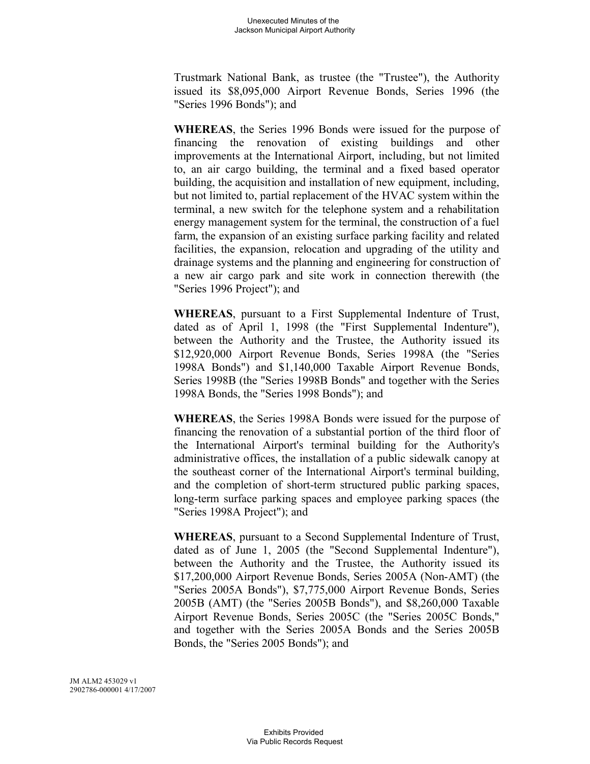Trustmark National Bank, as trustee (the "Trustee"), the Authority issued its $8,095,000 Airport Revenue Bonds, Series 1996 (the "Series 1996 Bonds"); and

**WHEREAS**, the Series 1996 Bonds were issued for the purpose of financing the renovation of existing buildings and other improvements at the International Airport, including, but not limited to, an air cargo building, the terminal and a fixed based operator building, the acquisition and installation of new equipment, including, but not limited to, partial replacement of the HVAC system within the terminal, a new switch for the telephone system and a rehabilitation energy management system for the terminal, the construction of a fuel farm, the expansion of an existing surface parking facility and related facilities, the expansion, relocation and upgrading of the utility and drainage systems and the planning and engineering for construction of a new air cargo park and site work in connection therewith (the "Series 1996 Project"); and

**WHEREAS**, pursuant to a First Supplemental Indenture of Trust, dated as of April 1, 1998 (the "First Supplemental Indenture"), between the Authority and the Trustee, the Authority issued its $12,920,000 Airport Revenue Bonds, Series 1998A (the "Series 1998A Bonds") and $1,140,000 Taxable Airport Revenue Bonds, Series 1998B (the "Series 1998B Bonds" and together with the Series 1998A Bonds, the "Series 1998 Bonds"); and

**WHEREAS**, the Series 1998A Bonds were issued for the purpose of financing the renovation of a substantial portion of the third floor of the International Airport's terminal building for the Authority's administrative offices, the installation of a public sidewalk canopy at the southeast corner of the International Airport's terminal building, and the completion of short-term structured public parking spaces, long-term surface parking spaces and employee parking spaces (the "Series 1998A Project"); and

**WHEREAS**, pursuant to a Second Supplemental Indenture of Trust, dated as of June 1, 2005 (the "Second Supplemental Indenture"), between the Authority and the Trustee, the Authority issued its $17,200,000 Airport Revenue Bonds, Series 2005A (Non-AMT) (the "Series 2005A Bonds"), $7,775,000 Airport Revenue Bonds, Series 2005B (AMT) (the "Series 2005B Bonds"), and $8,260,000 Taxable Airport Revenue Bonds, Series 2005C (the "Series 2005C Bonds," and together with the Series 2005A Bonds and the Series 2005B Bonds, the "Series 2005 Bonds"); and

JM ALM2 453029 v1
2902786-000001 4/17/2007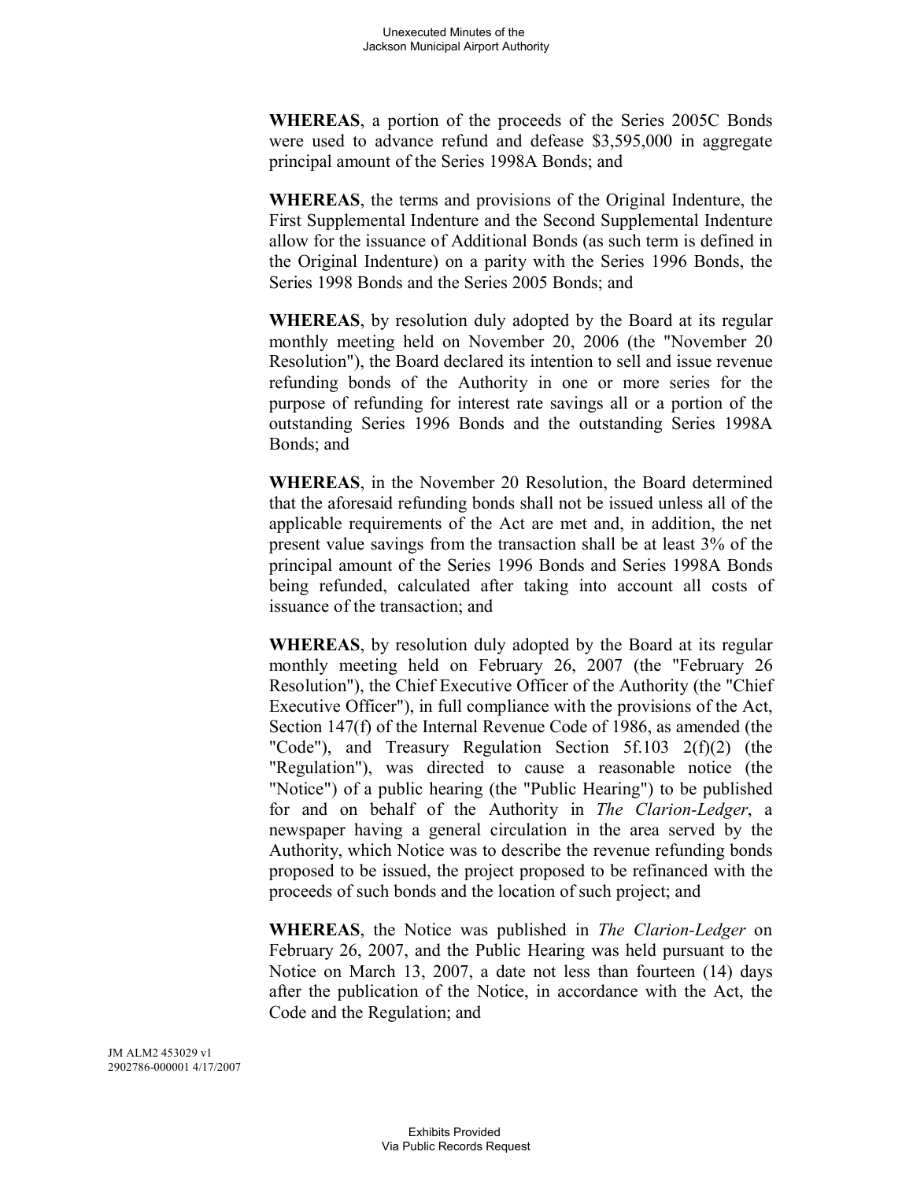**WHEREAS**, a portion of the proceeds of the Series 2005C Bonds were used to advance refund and defease $3,595,000 in aggregate principal amount of the Series 1998A Bonds; and

**WHEREAS**, the terms and provisions of the Original Indenture, the First Supplemental Indenture and the Second Supplemental Indenture allow for the issuance of Additional Bonds (as such term is defined in the Original Indenture) on a parity with the Series 1996 Bonds, the Series 1998 Bonds and the Series 2005 Bonds; and

**WHEREAS**, by resolution duly adopted by the Board at its regular monthly meeting held on November 20, 2006 (the "November 20 Resolution"), the Board declared its intention to sell and issue revenue refunding bonds of the Authority in one or more series for the purpose of refunding for interest rate savings all or a portion of the outstanding Series 1996 Bonds and the outstanding Series 1998A Bonds; and

**WHEREAS**, in the November 20 Resolution, the Board determined that the aforesaid refunding bonds shall not be issued unless all of the applicable requirements of the Act are met and, in addition, the net present value savings from the transaction shall be at least 3% of the principal amount of the Series 1996 Bonds and Series 1998A Bonds being refunded, calculated after taking into account all costs of issuance of the transaction; and

**WHEREAS**, by resolution duly adopted by the Board at its regular monthly meeting held on February 26, 2007 (the "February 26 Resolution"), the Chief Executive Officer of the Authority (the "Chief Executive Officer"), in full compliance with the provisions of the Act, Section 147(f) of the Internal Revenue Code of 1986, as amended (the "Code"), and Treasury Regulation Section 5f.103 2(f)(2) (the "Regulation"), was directed to cause a reasonable notice (the "Notice") of a public hearing (the "Public Hearing") to be published for and on behalf of the Authority in *The Clarion-Ledger*, a newspaper having a general circulation in the area served by the Authority, which Notice was to describe the revenue refunding bonds proposed to be issued, the project proposed to be refinanced with the proceeds of such bonds and the location of such project; and

**WHEREAS**, the Notice was published in *The Clarion-Ledger* on February 26, 2007, and the Public Hearing was held pursuant to the Notice on March 13, 2007, a date not less than fourteen (14) days after the publication of the Notice, in accordance with the Act, the Code and the Regulation; and

JM ALM2 453029 v1
2902786-000001 4/17/2007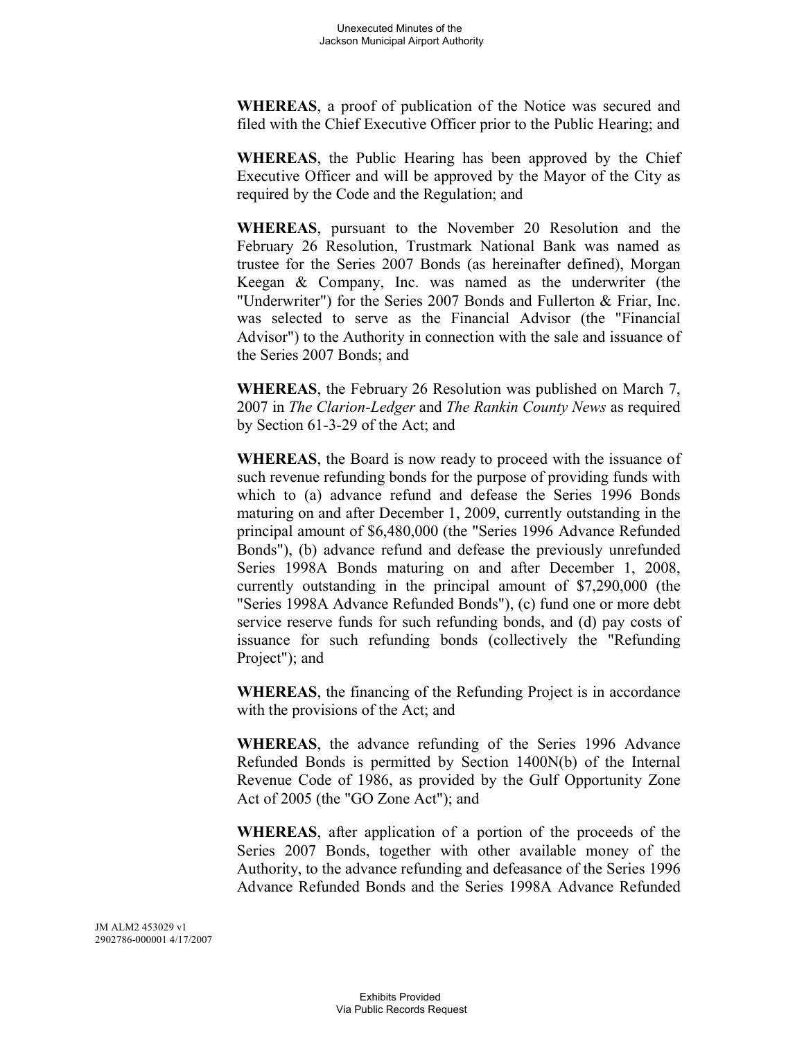**WHEREAS**, a proof of publication of the Notice was secured and filed with the Chief Executive Officer prior to the Public Hearing; and

**WHEREAS**, the Public Hearing has been approved by the Chief Executive Officer and will be approved by the Mayor of the City as required by the Code and the Regulation; and

**WHEREAS**, pursuant to the November 20 Resolution and the February 26 Resolution, Trustmark National Bank was named as trustee for the Series 2007 Bonds (as hereinafter defined), Morgan Keegan & Company, Inc. was named as the underwriter (the "Underwriter") for the Series 2007 Bonds and Fullerton & Friar, Inc. was selected to serve as the Financial Advisor (the "Financial Advisor") to the Authority in connection with the sale and issuance of the Series 2007 Bonds; and

**WHEREAS**, the February 26 Resolution was published on March 7, 2007 in *The Clarion-Ledger* and *The Rankin County News* as required by Section 61-3-29 of the Act; and

**WHEREAS**, the Board is now ready to proceed with the issuance of such revenue refunding bonds for the purpose of providing funds with which to (a) advance refund and defease the Series 1996 Bonds maturing on and after December 1, 2009, currently outstanding in the principal amount of $6,480,000 (the "Series 1996 Advance Refunded Bonds"), (b) advance refund and defease the previously unrefunded Series 1998A Bonds maturing on and after December 1, 2008, currently outstanding in the principal amount of $7,290,000 (the "Series 1998A Advance Refunded Bonds"), (c) fund one or more debt service reserve funds for such refunding bonds, and (d) pay costs of issuance for such refunding bonds (collectively the "Refunding Project"); and

**WHEREAS**, the financing of the Refunding Project is in accordance with the provisions of the Act; and

**WHEREAS**, the advance refunding of the Series 1996 Advance Refunded Bonds is permitted by Section 1400N(b) of the Internal Revenue Code of 1986, as provided by the Gulf Opportunity Zone Act of 2005 (the "GO Zone Act"); and

**WHEREAS**, after application of a portion of the proceeds of the Series 2007 Bonds, together with other available money of the Authority, to the advance refunding and defeasance of the Series 1996 Advance Refunded Bonds and the Series 1998A Advance Refunded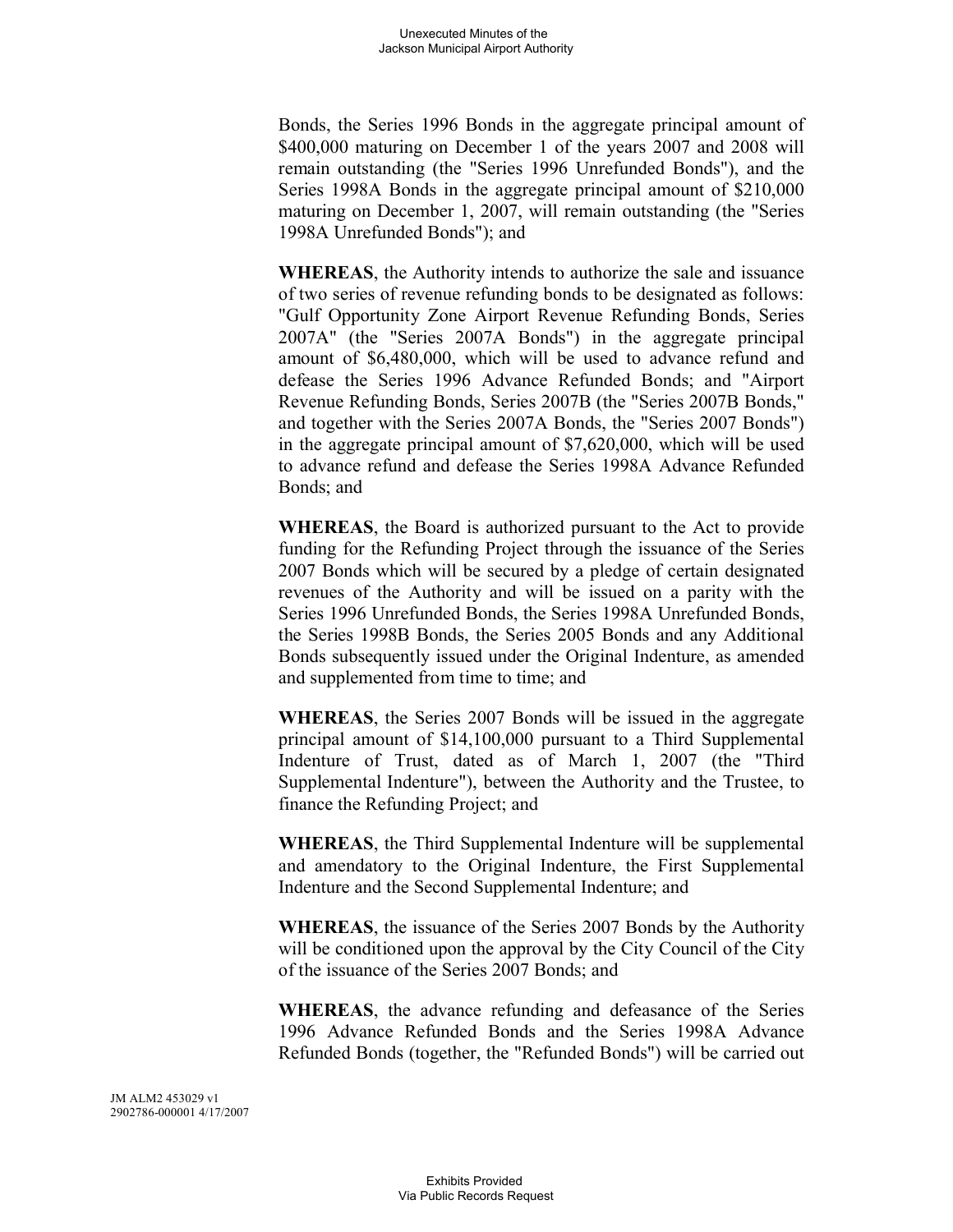Bonds, the Series 1996 Bonds in the aggregate principal amount of $400,000 maturing on December 1 of the years 2007 and 2008 will remain outstanding (the "Series 1996 Unrefunded Bonds"), and the Series 1998A Bonds in the aggregate principal amount of $210,000 maturing on December 1, 2007, will remain outstanding (the "Series 1998A Unrefunded Bonds"); and

**WHEREAS**, the Authority intends to authorize the sale and issuance of two series of revenue refunding bonds to be designated as follows: "Gulf Opportunity Zone Airport Revenue Refunding Bonds, Series 2007A" (the "Series 2007A Bonds") in the aggregate principal amount of $6,480,000, which will be used to advance refund and defease the Series 1996 Advance Refunded Bonds; and "Airport Revenue Refunding Bonds, Series 2007B (the "Series 2007B Bonds," and together with the Series 2007A Bonds, the "Series 2007 Bonds") in the aggregate principal amount of $7,620,000, which will be used to advance refund and defease the Series 1998A Advance Refunded Bonds; and

**WHEREAS**, the Board is authorized pursuant to the Act to provide funding for the Refunding Project through the issuance of the Series 2007 Bonds which will be secured by a pledge of certain designated revenues of the Authority and will be issued on a parity with the Series 1996 Unrefunded Bonds, the Series 1998A Unrefunded Bonds, the Series 1998B Bonds, the Series 2005 Bonds and any Additional Bonds subsequently issued under the Original Indenture, as amended and supplemented from time to time; and

**WHEREAS**, the Series 2007 Bonds will be issued in the aggregate principal amount of $14,100,000 pursuant to a Third Supplemental Indenture of Trust, dated as of March 1, 2007 (the "Third Supplemental Indenture"), between the Authority and the Trustee, to finance the Refunding Project; and

**WHEREAS**, the Third Supplemental Indenture will be supplemental and amendatory to the Original Indenture, the First Supplemental Indenture and the Second Supplemental Indenture; and

**WHEREAS**, the issuance of the Series 2007 Bonds by the Authority will be conditioned upon the approval by the City Council of the City of the issuance of the Series 2007 Bonds; and

**WHEREAS**, the advance refunding and defeasance of the Series 1996 Advance Refunded Bonds and the Series 1998A Advance Refunded Bonds (together, the "Refunded Bonds") will be carried out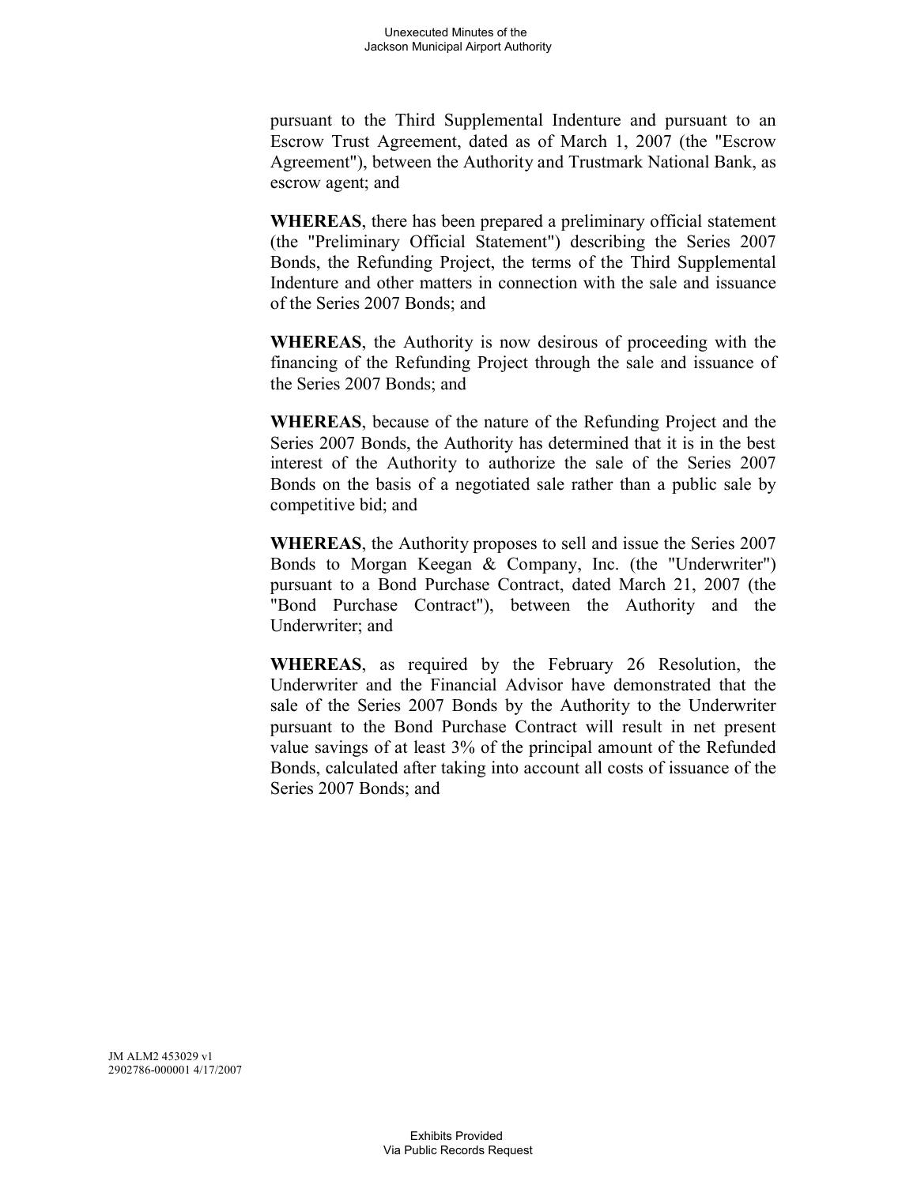pursuant to the Third Supplemental Indenture and pursuant to an Escrow Trust Agreement, dated as of March 1, 2007 (the "Escrow Agreement"), between the Authority and Trustmark National Bank, as escrow agent; and

**WHEREAS**, there has been prepared a preliminary official statement (the "Preliminary Official Statement") describing the Series 2007 Bonds, the Refunding Project, the terms of the Third Supplemental Indenture and other matters in connection with the sale and issuance of the Series 2007 Bonds; and

**WHEREAS**, the Authority is now desirous of proceeding with the financing of the Refunding Project through the sale and issuance of the Series 2007 Bonds; and

**WHEREAS**, because of the nature of the Refunding Project and the Series 2007 Bonds, the Authority has determined that it is in the best interest of the Authority to authorize the sale of the Series 2007 Bonds on the basis of a negotiated sale rather than a public sale by competitive bid; and

**WHEREAS**, the Authority proposes to sell and issue the Series 2007 Bonds to Morgan Keegan & Company, Inc. (the "Underwriter") pursuant to a Bond Purchase Contract, dated March 21, 2007 (the "Bond Purchase Contract"), between the Authority and the Underwriter; and

**WHEREAS**, as required by the February 26 Resolution, the Underwriter and the Financial Advisor have demonstrated that the sale of the Series 2007 Bonds by the Authority to the Underwriter pursuant to the Bond Purchase Contract will result in net present value savings of at least 3% of the principal amount of the Refunded Bonds, calculated after taking into account all costs of issuance of the Series 2007 Bonds; and

JM ALM2 453029 v1
2902786-000001 4/17/2007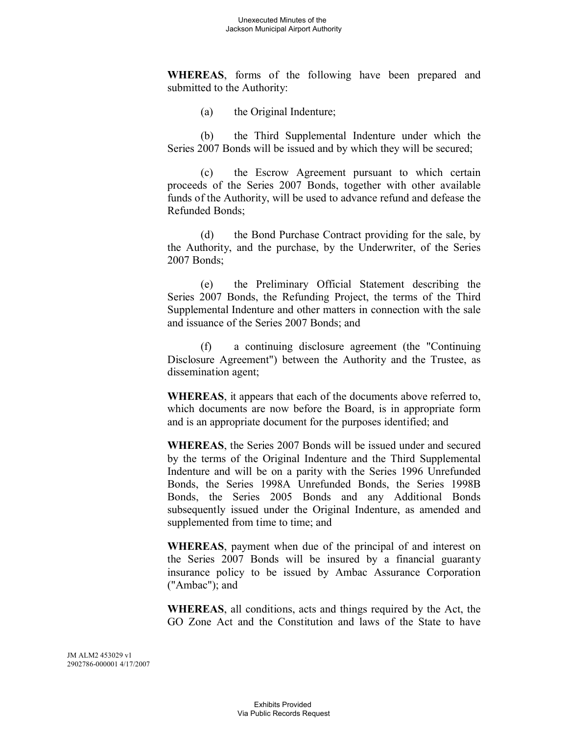**WHEREAS**, forms of the following have been prepared and submitted to the Authority:

(a) the Original Indenture;

(b) the Third Supplemental Indenture under which the Series 2007 Bonds will be issued and by which they will be secured;

(c) the Escrow Agreement pursuant to which certain proceeds of the Series 2007 Bonds, together with other available funds of the Authority, will be used to advance refund and defease the Refunded Bonds;

(d) the Bond Purchase Contract providing for the sale, by the Authority, and the purchase, by the Underwriter, of the Series 2007 Bonds;

(e) the Preliminary Official Statement describing the Series 2007 Bonds, the Refunding Project, the terms of the Third Supplemental Indenture and other matters in connection with the sale and issuance of the Series 2007 Bonds; and

(f) a continuing disclosure agreement (the "Continuing Disclosure Agreement") between the Authority and the Trustee, as dissemination agent;

**WHEREAS**, it appears that each of the documents above referred to, which documents are now before the Board, is in appropriate form and is an appropriate document for the purposes identified; and

**WHEREAS**, the Series 2007 Bonds will be issued under and secured by the terms of the Original Indenture and the Third Supplemental Indenture and will be on a parity with the Series 1996 Unrefunded Bonds, the Series 1998A Unrefunded Bonds, the Series 1998B Bonds, the Series 2005 Bonds and any Additional Bonds subsequently issued under the Original Indenture, as amended and supplemented from time to time; and

**WHEREAS**, payment when due of the principal of and interest on the Series 2007 Bonds will be insured by a financial guaranty insurance policy to be issued by Ambac Assurance Corporation ("Ambac"); and

**WHEREAS**, all conditions, acts and things required by the Act, the GO Zone Act and the Constitution and laws of the State to have

JM ALM2 453029 v1
2902786-000001 4/17/2007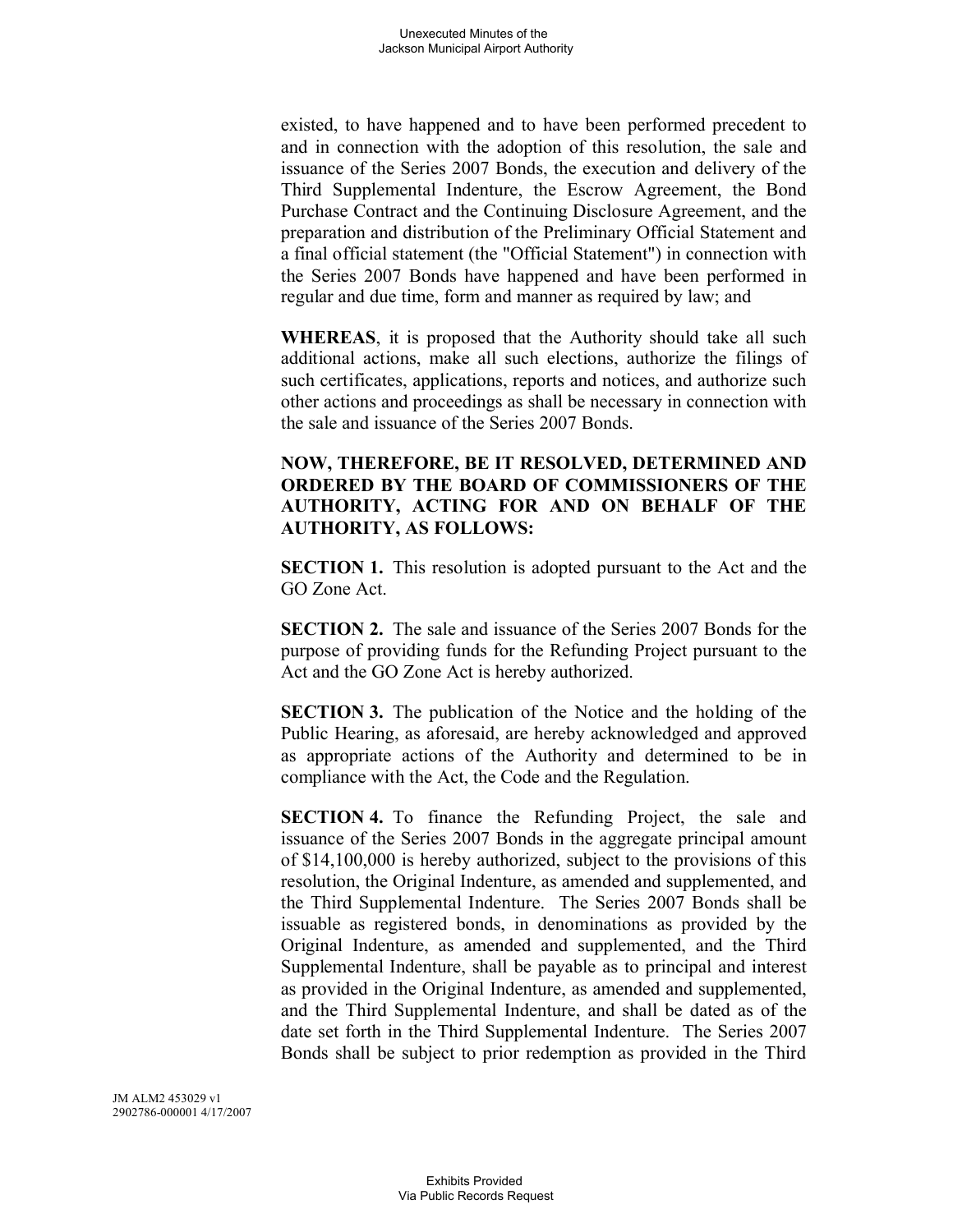existed, to have happened and to have been performed precedent to and in connection with the adoption of this resolution, the sale and issuance of the Series 2007 Bonds, the execution and delivery of the Third Supplemental Indenture, the Escrow Agreement, the Bond Purchase Contract and the Continuing Disclosure Agreement, and the preparation and distribution of the Preliminary Official Statement and a final official statement (the "Official Statement") in connection with the Series 2007 Bonds have happened and have been performed in regular and due time, form and manner as required by law; and

**WHEREAS**, it is proposed that the Authority should take all such additional actions, make all such elections, authorize the filings of such certificates, applications, reports and notices, and authorize such other actions and proceedings as shall be necessary in connection with the sale and issuance of the Series 2007 Bonds.

**NOW, THEREFORE, BE IT RESOLVED, DETERMINED AND ORDERED BY THE BOARD OF COMMISSIONERS OF THE AUTHORITY, ACTING FOR AND ON BEHALF OF THE AUTHORITY, AS FOLLOWS:**

**SECTION 1.** This resolution is adopted pursuant to the Act and the GO Zone Act.

**SECTION 2.** The sale and issuance of the Series 2007 Bonds for the purpose of providing funds for the Refunding Project pursuant to the Act and the GO Zone Act is hereby authorized.

**SECTION 3.** The publication of the Notice and the holding of the Public Hearing, as aforesaid, are hereby acknowledged and approved as appropriate actions of the Authority and determined to be in compliance with the Act, the Code and the Regulation.

**SECTION 4.** To finance the Refunding Project, the sale and issuance of the Series 2007 Bonds in the aggregate principal amount of $14,100,000 is hereby authorized, subject to the provisions of this resolution, the Original Indenture, as amended and supplemented, and the Third Supplemental Indenture. The Series 2007 Bonds shall be issuable as registered bonds, in denominations as provided by the Original Indenture, as amended and supplemented, and the Third Supplemental Indenture, shall be payable as to principal and interest as provided in the Original Indenture, as amended and supplemented, and the Third Supplemental Indenture, and shall be dated as of the date set forth in the Third Supplemental Indenture. The Series 2007 Bonds shall be subject to prior redemption as provided in the Third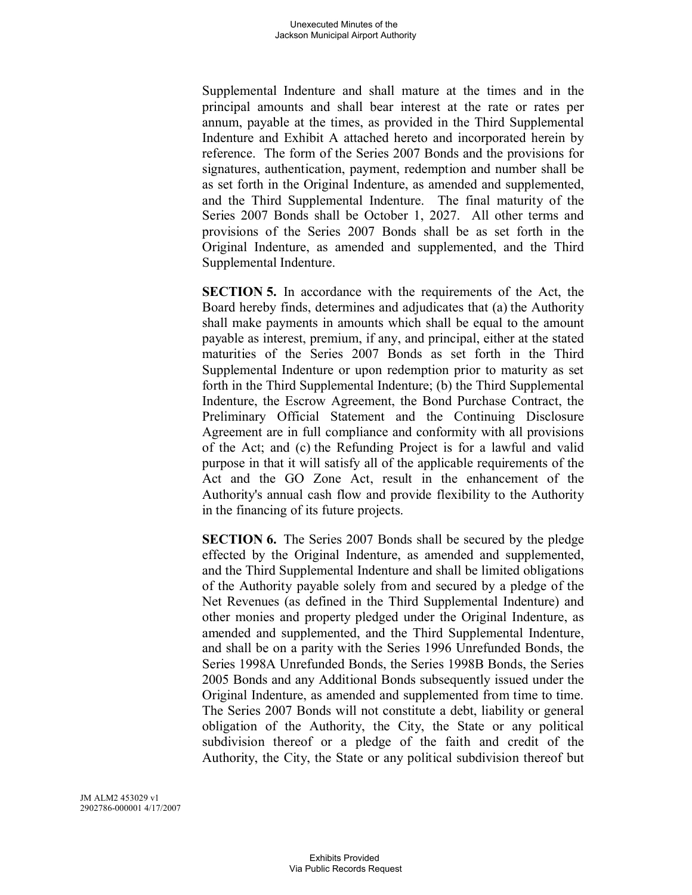Supplemental Indenture and shall mature at the times and in the principal amounts and shall bear interest at the rate or rates per annum, payable at the times, as provided in the Third Supplemental Indenture and Exhibit A attached hereto and incorporated herein by reference. The form of the Series 2007 Bonds and the provisions for signatures, authentication, payment, redemption and number shall be as set forth in the Original Indenture, as amended and supplemented, and the Third Supplemental Indenture. The final maturity of the Series 2007 Bonds shall be October 1, 2027. All other terms and provisions of the Series 2007 Bonds shall be as set forth in the Original Indenture, as amended and supplemented, and the Third Supplemental Indenture.

**SECTION 5.** In accordance with the requirements of the Act, the Board hereby finds, determines and adjudicates that (a) the Authority shall make payments in amounts which shall be equal to the amount payable as interest, premium, if any, and principal, either at the stated maturities of the Series 2007 Bonds as set forth in the Third Supplemental Indenture or upon redemption prior to maturity as set forth in the Third Supplemental Indenture; (b) the Third Supplemental Indenture, the Escrow Agreement, the Bond Purchase Contract, the Preliminary Official Statement and the Continuing Disclosure Agreement are in full compliance and conformity with all provisions of the Act; and (c) the Refunding Project is for a lawful and valid purpose in that it will satisfy all of the applicable requirements of the Act and the GO Zone Act, result in the enhancement of the Authority's annual cash flow and provide flexibility to the Authority in the financing of its future projects.

**SECTION 6.** The Series 2007 Bonds shall be secured by the pledge effected by the Original Indenture, as amended and supplemented, and the Third Supplemental Indenture and shall be limited obligations of the Authority payable solely from and secured by a pledge of the Net Revenues (as defined in the Third Supplemental Indenture) and other monies and property pledged under the Original Indenture, as amended and supplemented, and the Third Supplemental Indenture, and shall be on a parity with the Series 1996 Unrefunded Bonds, the Series 1998A Unrefunded Bonds, the Series 1998B Bonds, the Series 2005 Bonds and any Additional Bonds subsequently issued under the Original Indenture, as amended and supplemented from time to time. The Series 2007 Bonds will not constitute a debt, liability or general obligation of the Authority, the City, the State or any political subdivision thereof or a pledge of the faith and credit of the Authority, the City, the State or any political subdivision thereof but

JM ALM2 453029 v1
2902786-000001 4/17/2007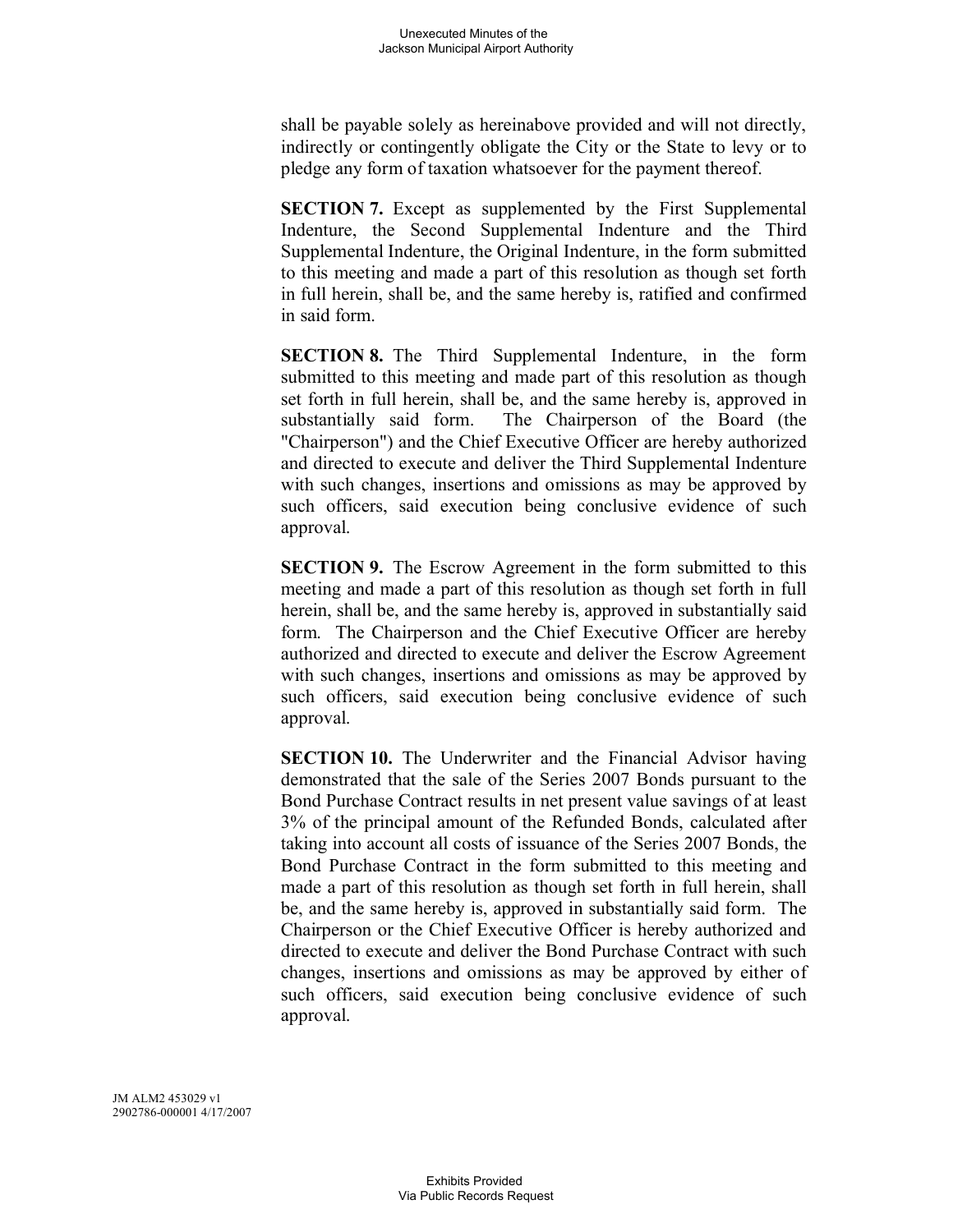shall be payable solely as hereinabove provided and will not directly, indirectly or contingently obligate the City or the State to levy or to pledge any form of taxation whatsoever for the payment thereof.

**SECTION 7.** Except as supplemented by the First Supplemental Indenture, the Second Supplemental Indenture and the Third Supplemental Indenture, the Original Indenture, in the form submitted to this meeting and made a part of this resolution as though set forth in full herein, shall be, and the same hereby is, ratified and confirmed in said form.

**SECTION 8.** The Third Supplemental Indenture, in the form submitted to this meeting and made part of this resolution as though set forth in full herein, shall be, and the same hereby is, approved in substantially said form. The Chairperson of the Board (the "Chairperson") and the Chief Executive Officer are hereby authorized and directed to execute and deliver the Third Supplemental Indenture with such changes, insertions and omissions as may be approved by such officers, said execution being conclusive evidence of such approval.

**SECTION 9.** The Escrow Agreement in the form submitted to this meeting and made a part of this resolution as though set forth in full herein, shall be, and the same hereby is, approved in substantially said form. The Chairperson and the Chief Executive Officer are hereby authorized and directed to execute and deliver the Escrow Agreement with such changes, insertions and omissions as may be approved by such officers, said execution being conclusive evidence of such approval.

**SECTION 10.** The Underwriter and the Financial Advisor having demonstrated that the sale of the Series 2007 Bonds pursuant to the Bond Purchase Contract results in net present value savings of at least 3% of the principal amount of the Refunded Bonds, calculated after taking into account all costs of issuance of the Series 2007 Bonds, the Bond Purchase Contract in the form submitted to this meeting and made a part of this resolution as though set forth in full herein, shall be, and the same hereby is, approved in substantially said form. The Chairperson or the Chief Executive Officer is hereby authorized and directed to execute and deliver the Bond Purchase Contract with such changes, insertions and omissions as may be approved by either of such officers, said execution being conclusive evidence of such approval.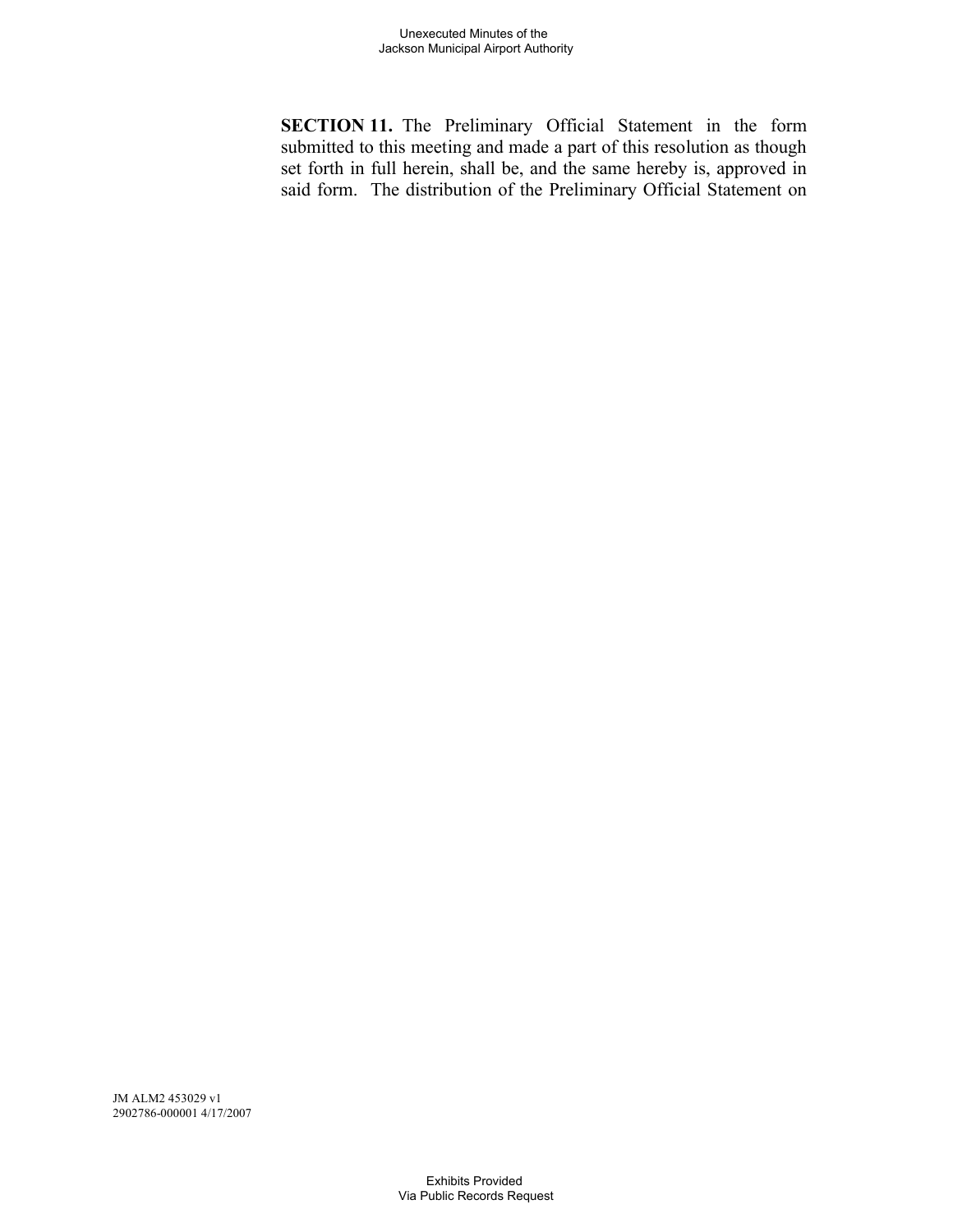**SECTION 11.** The Preliminary Official Statement in the form submitted to this meeting and made a part of this resolution as though set forth in full herein, shall be, and the same hereby is, approved in said form. The distribution of the Preliminary Official Statement on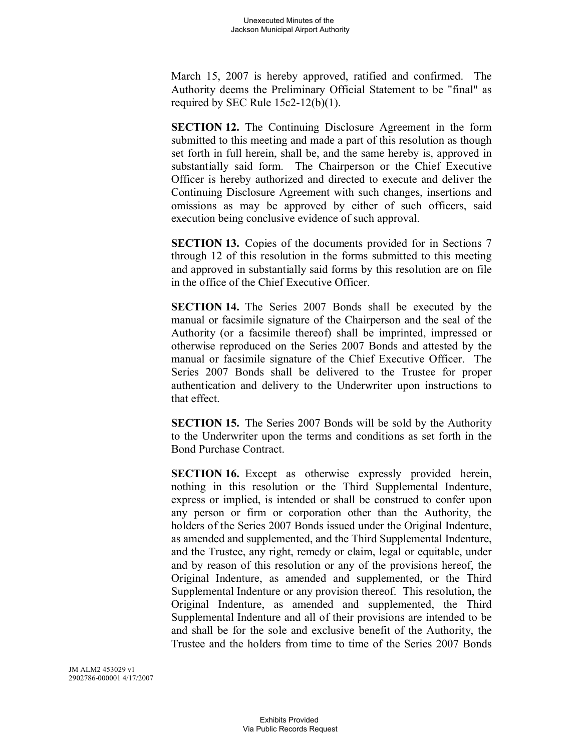March 15, 2007 is hereby approved, ratified and confirmed. The Authority deems the Preliminary Official Statement to be "final" as required by SEC Rule 15c2-12(b)(1).

**SECTION 12.** The Continuing Disclosure Agreement in the form submitted to this meeting and made a part of this resolution as though set forth in full herein, shall be, and the same hereby is, approved in substantially said form. The Chairperson or the Chief Executive Officer is hereby authorized and directed to execute and deliver the Continuing Disclosure Agreement with such changes, insertions and omissions as may be approved by either of such officers, said execution being conclusive evidence of such approval.

**SECTION 13.** Copies of the documents provided for in Sections 7 through 12 of this resolution in the forms submitted to this meeting and approved in substantially said forms by this resolution are on file in the office of the Chief Executive Officer.

**SECTION 14.** The Series 2007 Bonds shall be executed by the manual or facsimile signature of the Chairperson and the seal of the Authority (or a facsimile thereof) shall be imprinted, impressed or otherwise reproduced on the Series 2007 Bonds and attested by the manual or facsimile signature of the Chief Executive Officer. The Series 2007 Bonds shall be delivered to the Trustee for proper authentication and delivery to the Underwriter upon instructions to that effect.

**SECTION 15.** The Series 2007 Bonds will be sold by the Authority to the Underwriter upon the terms and conditions as set forth in the Bond Purchase Contract.

**SECTION 16.** Except as otherwise expressly provided herein, nothing in this resolution or the Third Supplemental Indenture, express or implied, is intended or shall be construed to confer upon any person or firm or corporation other than the Authority, the holders of the Series 2007 Bonds issued under the Original Indenture, as amended and supplemented, and the Third Supplemental Indenture, and the Trustee, any right, remedy or claim, legal or equitable, under and by reason of this resolution or any of the provisions hereof, the Original Indenture, as amended and supplemented, or the Third Supplemental Indenture or any provision thereof. This resolution, the Original Indenture, as amended and supplemented, the Third Supplemental Indenture and all of their provisions are intended to be and shall be for the sole and exclusive benefit of the Authority, the Trustee and the holders from time to time of the Series 2007 Bonds

JM ALM2 453029 v1
2902786-000001 4/17/2007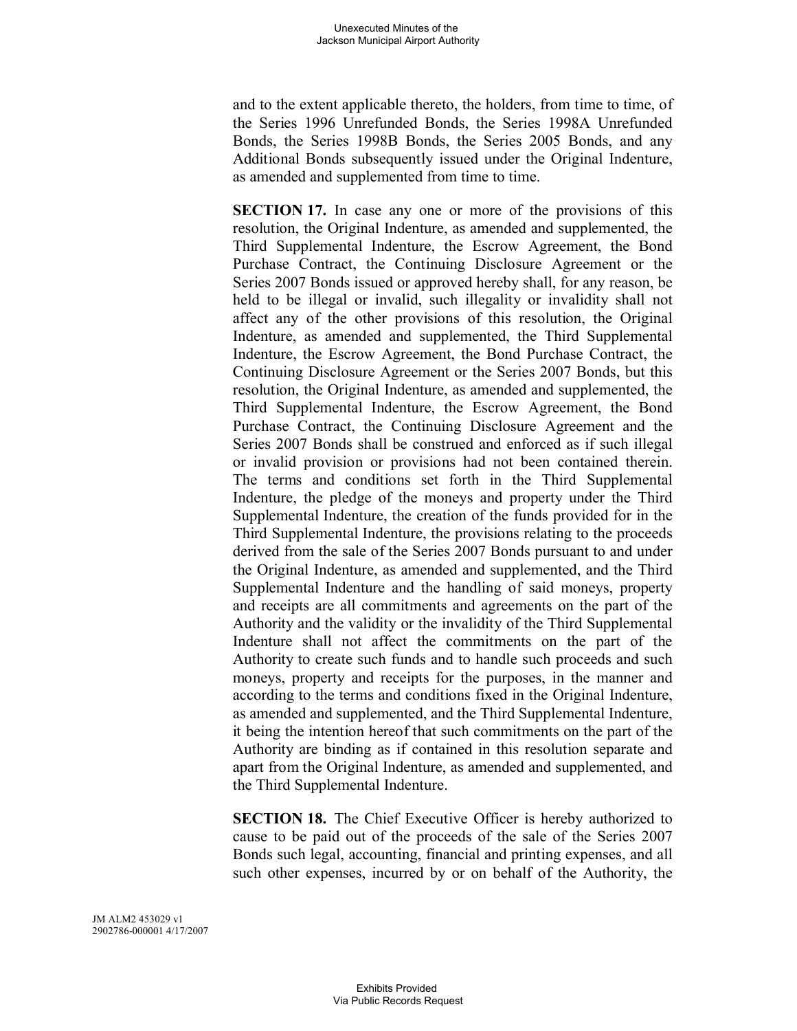and to the extent applicable thereto, the holders, from time to time, of the Series 1996 Unrefunded Bonds, the Series 1998A Unrefunded Bonds, the Series 1998B Bonds, the Series 2005 Bonds, and any Additional Bonds subsequently issued under the Original Indenture, as amended and supplemented from time to time.

**SECTION 17.** In case any one or more of the provisions of this resolution, the Original Indenture, as amended and supplemented, the Third Supplemental Indenture, the Escrow Agreement, the Bond Purchase Contract, the Continuing Disclosure Agreement or the Series 2007 Bonds issued or approved hereby shall, for any reason, be held to be illegal or invalid, such illegality or invalidity shall not affect any of the other provisions of this resolution, the Original Indenture, as amended and supplemented, the Third Supplemental Indenture, the Escrow Agreement, the Bond Purchase Contract, the Continuing Disclosure Agreement or the Series 2007 Bonds, but this resolution, the Original Indenture, as amended and supplemented, the Third Supplemental Indenture, the Escrow Agreement, the Bond Purchase Contract, the Continuing Disclosure Agreement and the Series 2007 Bonds shall be construed and enforced as if such illegal or invalid provision or provisions had not been contained therein. The terms and conditions set forth in the Third Supplemental Indenture, the pledge of the moneys and property under the Third Supplemental Indenture, the creation of the funds provided for in the Third Supplemental Indenture, the provisions relating to the proceeds derived from the sale of the Series 2007 Bonds pursuant to and under the Original Indenture, as amended and supplemented, and the Third Supplemental Indenture and the handling of said moneys, property and receipts are all commitments and agreements on the part of the Authority and the validity or the invalidity of the Third Supplemental Indenture shall not affect the commitments on the part of the Authority to create such funds and to handle such proceeds and such moneys, property and receipts for the purposes, in the manner and according to the terms and conditions fixed in the Original Indenture, as amended and supplemented, and the Third Supplemental Indenture, it being the intention hereof that such commitments on the part of the Authority are binding as if contained in this resolution separate and apart from the Original Indenture, as amended and supplemented, and the Third Supplemental Indenture.

**SECTION 18.** The Chief Executive Officer is hereby authorized to cause to be paid out of the proceeds of the sale of the Series 2007 Bonds such legal, accounting, financial and printing expenses, and all such other expenses, incurred by or on behalf of the Authority, the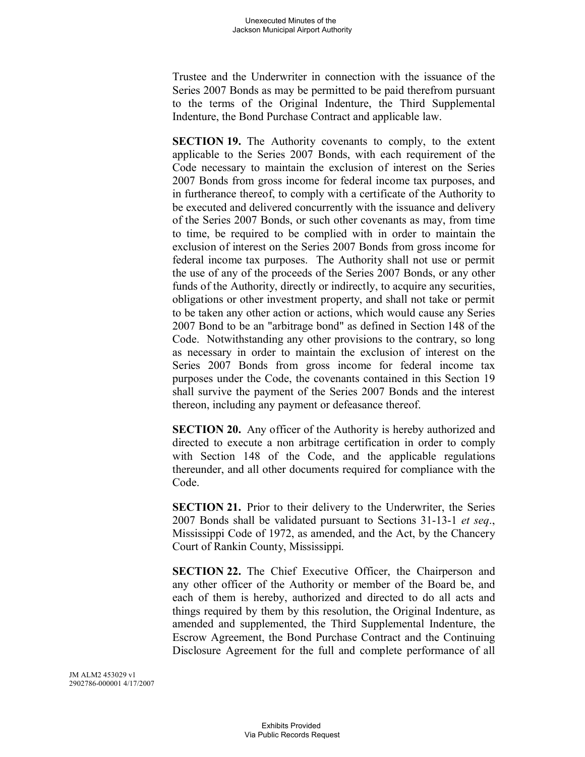Trustee and the Underwriter in connection with the issuance of the Series 2007 Bonds as may be permitted to be paid therefrom pursuant to the terms of the Original Indenture, the Third Supplemental Indenture, the Bond Purchase Contract and applicable law.

**SECTION 19.** The Authority covenants to comply, to the extent applicable to the Series 2007 Bonds, with each requirement of the Code necessary to maintain the exclusion of interest on the Series 2007 Bonds from gross income for federal income tax purposes, and in furtherance thereof, to comply with a certificate of the Authority to be executed and delivered concurrently with the issuance and delivery of the Series 2007 Bonds, or such other covenants as may, from time to time, be required to be complied with in order to maintain the exclusion of interest on the Series 2007 Bonds from gross income for federal income tax purposes. The Authority shall not use or permit the use of any of the proceeds of the Series 2007 Bonds, or any other funds of the Authority, directly or indirectly, to acquire any securities, obligations or other investment property, and shall not take or permit to be taken any other action or actions, which would cause any Series 2007 Bond to be an "arbitrage bond" as defined in Section 148 of the Code. Notwithstanding any other provisions to the contrary, so long as necessary in order to maintain the exclusion of interest on the Series 2007 Bonds from gross income for federal income tax purposes under the Code, the covenants contained in this Section 19 shall survive the payment of the Series 2007 Bonds and the interest thereon, including any payment or defeasance thereof.

**SECTION 20.** Any officer of the Authority is hereby authorized and directed to execute a non arbitrage certification in order to comply with Section 148 of the Code, and the applicable regulations thereunder, and all other documents required for compliance with the Code.

**SECTION 21.** Prior to their delivery to the Underwriter, the Series 2007 Bonds shall be validated pursuant to Sections 31-13-1 *et seq*., Mississippi Code of 1972, as amended, and the Act, by the Chancery Court of Rankin County, Mississippi.

**SECTION 22.** The Chief Executive Officer, the Chairperson and any other officer of the Authority or member of the Board be, and each of them is hereby, authorized and directed to do all acts and things required by them by this resolution, the Original Indenture, as amended and supplemented, the Third Supplemental Indenture, the Escrow Agreement, the Bond Purchase Contract and the Continuing Disclosure Agreement for the full and complete performance of all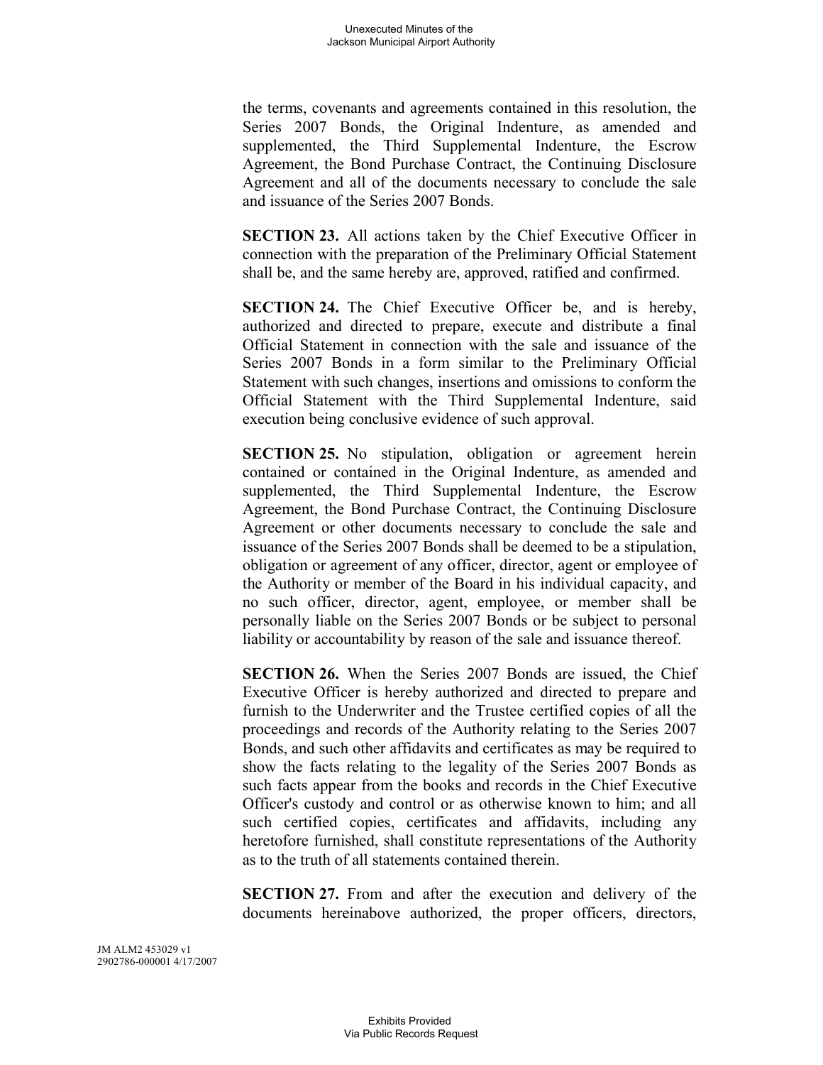the terms, covenants and agreements contained in this resolution, the Series 2007 Bonds, the Original Indenture, as amended and supplemented, the Third Supplemental Indenture, the Escrow Agreement, the Bond Purchase Contract, the Continuing Disclosure Agreement and all of the documents necessary to conclude the sale and issuance of the Series 2007 Bonds.

**SECTION 23.** All actions taken by the Chief Executive Officer in connection with the preparation of the Preliminary Official Statement shall be, and the same hereby are, approved, ratified and confirmed.

**SECTION 24.** The Chief Executive Officer be, and is hereby, authorized and directed to prepare, execute and distribute a final Official Statement in connection with the sale and issuance of the Series 2007 Bonds in a form similar to the Preliminary Official Statement with such changes, insertions and omissions to conform the Official Statement with the Third Supplemental Indenture, said execution being conclusive evidence of such approval.

**SECTION 25.** No stipulation, obligation or agreement herein contained or contained in the Original Indenture, as amended and supplemented, the Third Supplemental Indenture, the Escrow Agreement, the Bond Purchase Contract, the Continuing Disclosure Agreement or other documents necessary to conclude the sale and issuance of the Series 2007 Bonds shall be deemed to be a stipulation, obligation or agreement of any officer, director, agent or employee of the Authority or member of the Board in his individual capacity, and no such officer, director, agent, employee, or member shall be personally liable on the Series 2007 Bonds or be subject to personal liability or accountability by reason of the sale and issuance thereof.

**SECTION 26.** When the Series 2007 Bonds are issued, the Chief Executive Officer is hereby authorized and directed to prepare and furnish to the Underwriter and the Trustee certified copies of all the proceedings and records of the Authority relating to the Series 2007 Bonds, and such other affidavits and certificates as may be required to show the facts relating to the legality of the Series 2007 Bonds as such facts appear from the books and records in the Chief Executive Officer's custody and control or as otherwise known to him; and all such certified copies, certificates and affidavits, including any heretofore furnished, shall constitute representations of the Authority as to the truth of all statements contained therein.

**SECTION 27.** From and after the execution and delivery of the documents hereinabove authorized, the proper officers, directors,

JM ALM2 453029 v1
2902786-000001 4/17/2007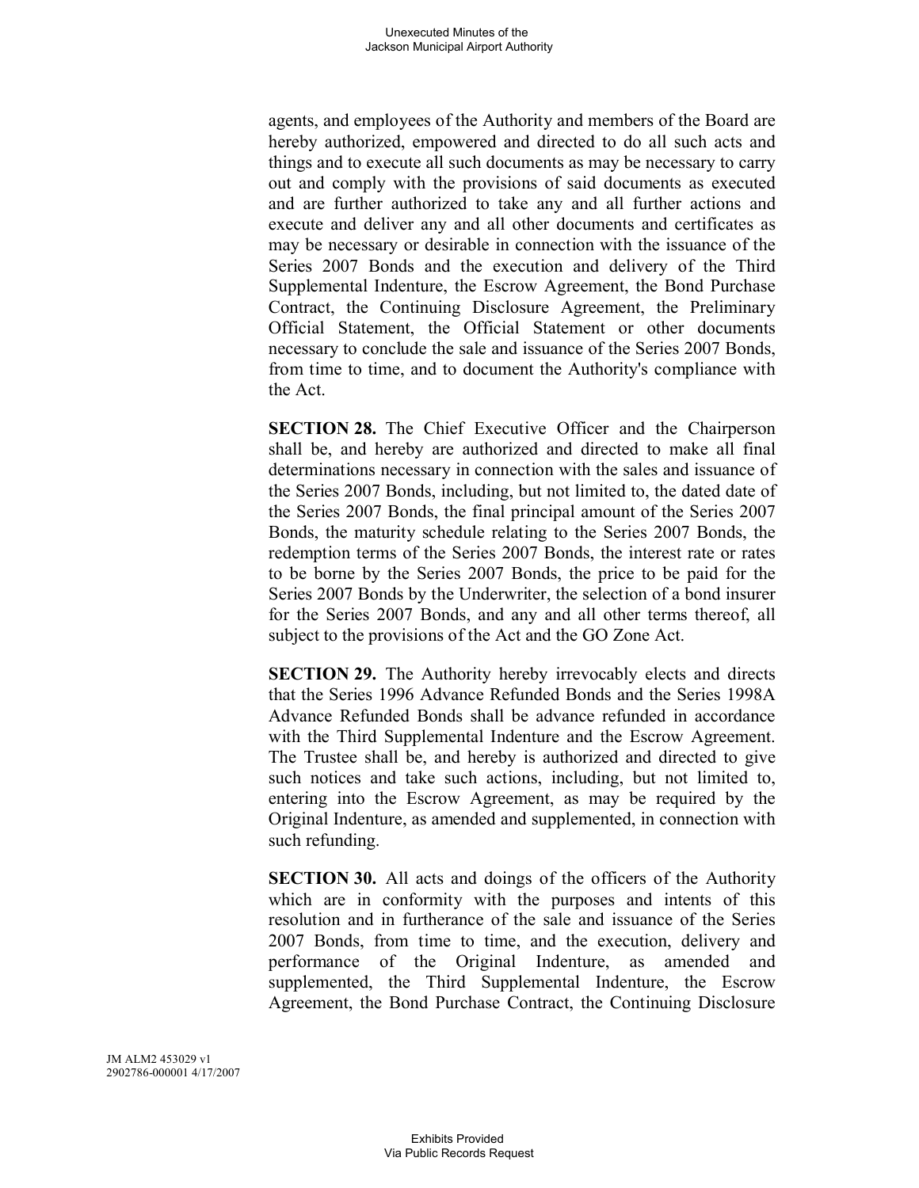agents, and employees of the Authority and members of the Board are hereby authorized, empowered and directed to do all such acts and things and to execute all such documents as may be necessary to carry out and comply with the provisions of said documents as executed and are further authorized to take any and all further actions and execute and deliver any and all other documents and certificates as may be necessary or desirable in connection with the issuance of the Series 2007 Bonds and the execution and delivery of the Third Supplemental Indenture, the Escrow Agreement, the Bond Purchase Contract, the Continuing Disclosure Agreement, the Preliminary Official Statement, the Official Statement or other documents necessary to conclude the sale and issuance of the Series 2007 Bonds, from time to time, and to document the Authority's compliance with the Act.

**SECTION 28.** The Chief Executive Officer and the Chairperson shall be, and hereby are authorized and directed to make all final determinations necessary in connection with the sales and issuance of the Series 2007 Bonds, including, but not limited to, the dated date of the Series 2007 Bonds, the final principal amount of the Series 2007 Bonds, the maturity schedule relating to the Series 2007 Bonds, the redemption terms of the Series 2007 Bonds, the interest rate or rates to be borne by the Series 2007 Bonds, the price to be paid for the Series 2007 Bonds by the Underwriter, the selection of a bond insurer for the Series 2007 Bonds, and any and all other terms thereof, all subject to the provisions of the Act and the GO Zone Act.

**SECTION 29.** The Authority hereby irrevocably elects and directs that the Series 1996 Advance Refunded Bonds and the Series 1998A Advance Refunded Bonds shall be advance refunded in accordance with the Third Supplemental Indenture and the Escrow Agreement. The Trustee shall be, and hereby is authorized and directed to give such notices and take such actions, including, but not limited to, entering into the Escrow Agreement, as may be required by the Original Indenture, as amended and supplemented, in connection with such refunding.

**SECTION 30.** All acts and doings of the officers of the Authority which are in conformity with the purposes and intents of this resolution and in furtherance of the sale and issuance of the Series 2007 Bonds, from time to time, and the execution, delivery and performance of the Original Indenture, as amended and supplemented, the Third Supplemental Indenture, the Escrow Agreement, the Bond Purchase Contract, the Continuing Disclosure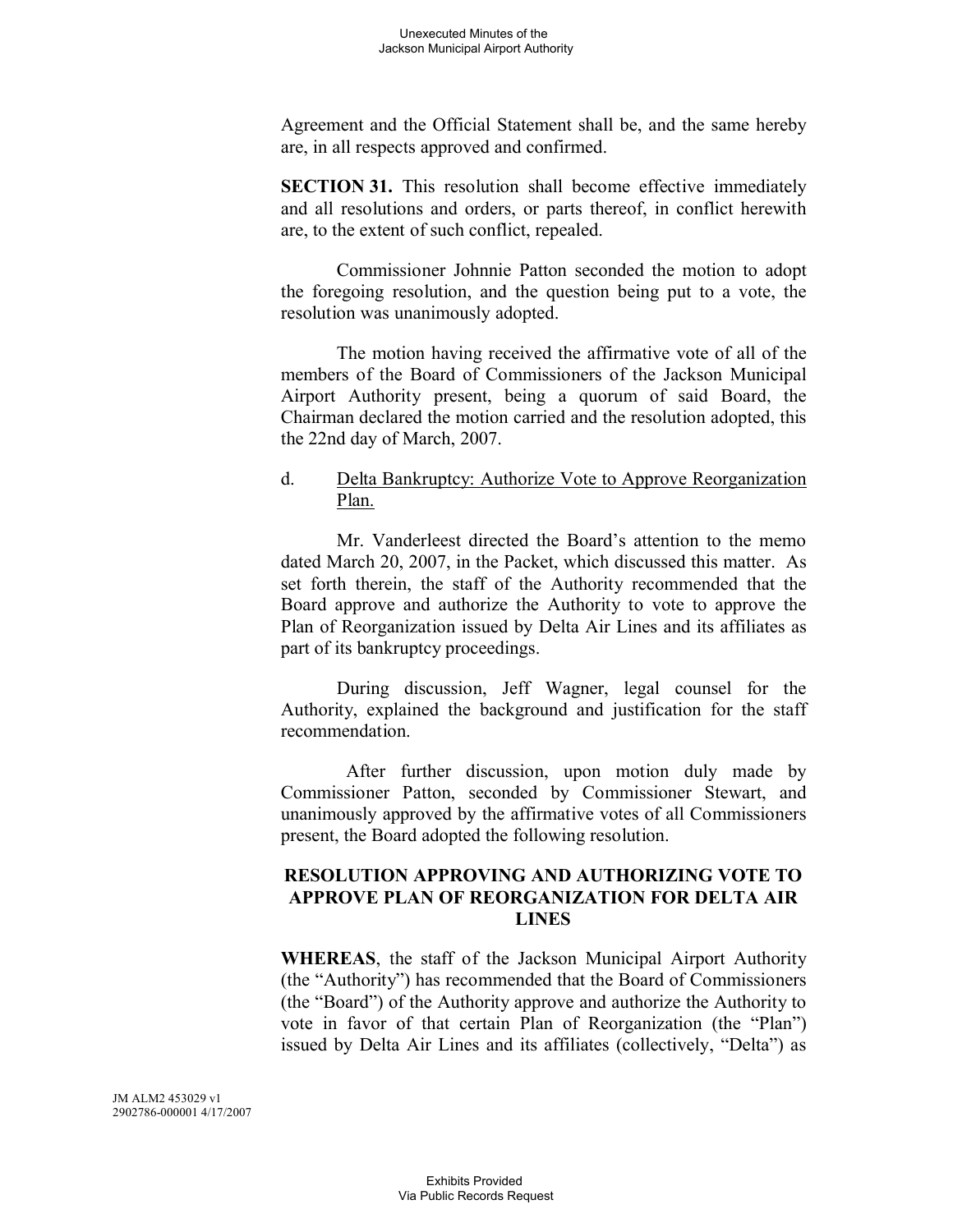Agreement and the Official Statement shall be, and the same hereby are, in all respects approved and confirmed.

**SECTION 31.** This resolution shall become effective immediately and all resolutions and orders, or parts thereof, in conflict herewith are, to the extent of such conflict, repealed.

Commissioner Johnnie Patton seconded the motion to adopt the foregoing resolution, and the question being put to a vote, the resolution was unanimously adopted.

The motion having received the affirmative vote of all of the members of the Board of Commissioners of the Jackson Municipal Airport Authority present, being a quorum of said Board, the Chairman declared the motion carried and the resolution adopted, this the 22nd day of March, 2007.

d. Delta Bankruptcy: Authorize Vote to Approve Reorganization Plan.

Mr. Vanderleest directed the Board's attention to the memo dated March 20, 2007, in the Packet, which discussed this matter. As set forth therein, the staff of the Authority recommended that the Board approve and authorize the Authority to vote to approve the Plan of Reorganization issued by Delta Air Lines and its affiliates as part of its bankruptcy proceedings.

During discussion, Jeff Wagner, legal counsel for the Authority, explained the background and justification for the staff recommendation.

After further discussion, upon motion duly made by Commissioner Patton, seconded by Commissioner Stewart, and unanimously approved by the affirmative votes of all Commissioners present, the Board adopted the following resolution.

**RESOLUTION APPROVING AND AUTHORIZING VOTE TO APPROVE PLAN OF REORGANIZATION FOR DELTA AIR LINES**

**WHEREAS**, the staff of the Jackson Municipal Airport Authority (the "Authority") has recommended that the Board of Commissioners (the "Board") of the Authority approve and authorize the Authority to vote in favor of that certain Plan of Reorganization (the "Plan") issued by Delta Air Lines and its affiliates (collectively, "Delta") as

JM ALM2 453029 v1
2902786-000001 4/17/2007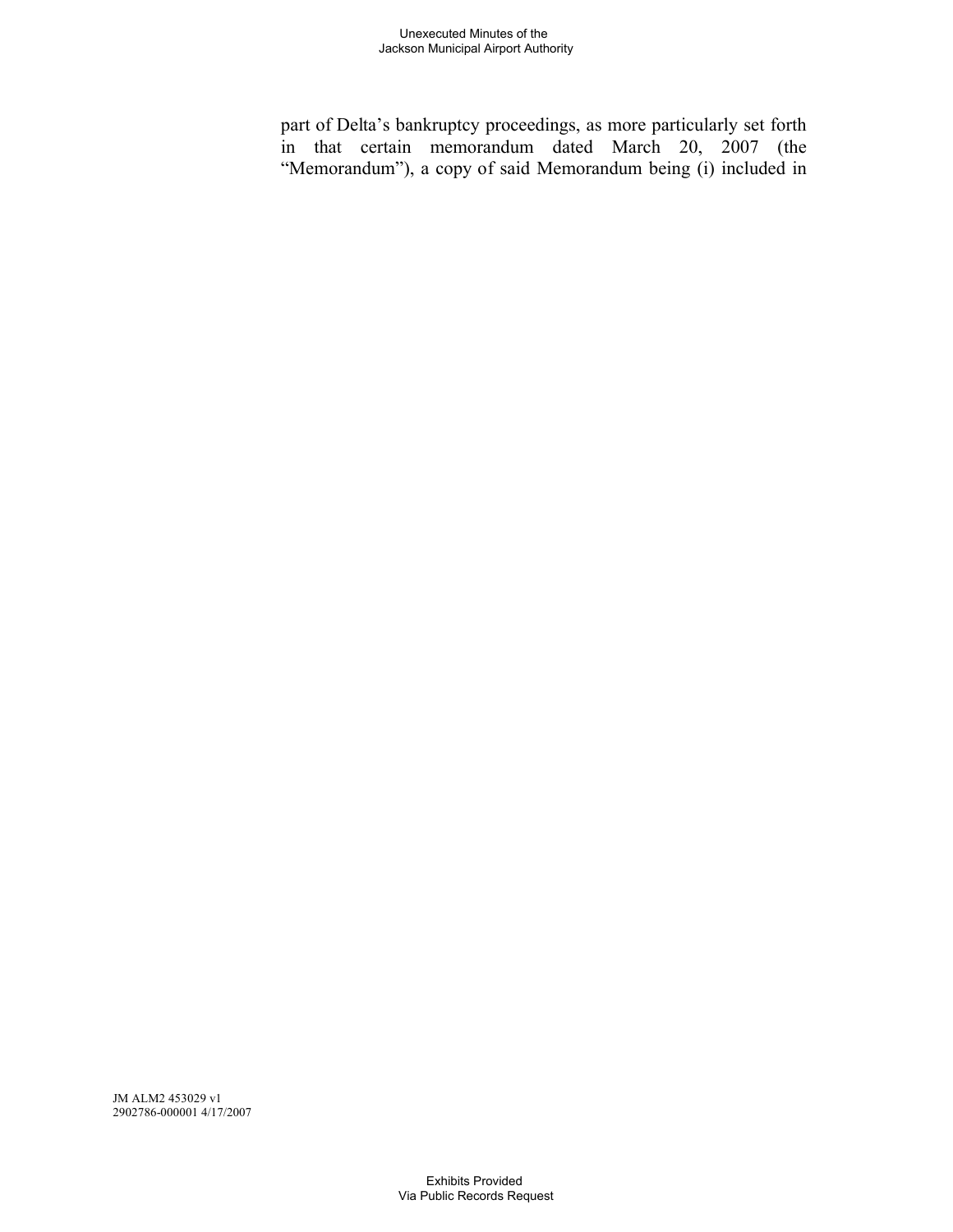part of Delta's bankruptcy proceedings, as more particularly set forth in that certain memorandum dated March 20, 2007 (the "Memorandum"), a copy of said Memorandum being (i) included in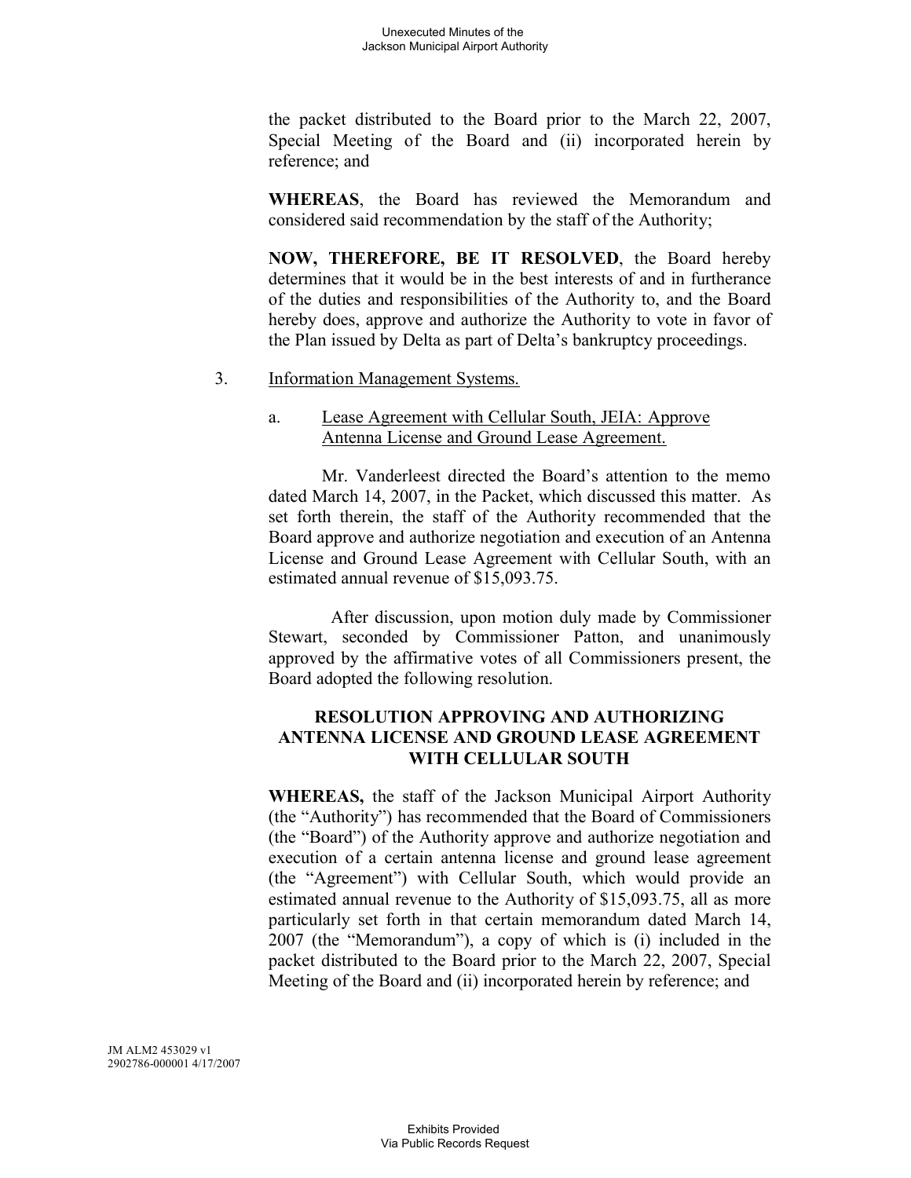the packet distributed to the Board prior to the March 22, 2007, Special Meeting of the Board and (ii) incorporated herein by reference; and

**WHEREAS**, the Board has reviewed the Memorandum and considered said recommendation by the staff of the Authority;

**NOW, THEREFORE, BE IT RESOLVED**, the Board hereby determines that it would be in the best interests of and in furtherance of the duties and responsibilities of the Authority to, and the Board hereby does, approve and authorize the Authority to vote in favor of the Plan issued by Delta as part of Delta's bankruptcy proceedings.

3. Information Management Systems.

   a. Lease Agreement with Cellular South, JEIA: Approve Antenna License and Ground Lease Agreement.

Mr. Vanderleest directed the Board's attention to the memo dated March 14, 2007, in the Packet, which discussed this matter. As set forth therein, the staff of the Authority recommended that the Board approve and authorize negotiation and execution of an Antenna License and Ground Lease Agreement with Cellular South, with an estimated annual revenue of $15,093.75.

After discussion, upon motion duly made by Commissioner Stewart, seconded by Commissioner Patton, and unanimously approved by the affirmative votes of all Commissioners present, the Board adopted the following resolution.

**RESOLUTION APPROVING AND AUTHORIZING ANTENNA LICENSE AND GROUND LEASE AGREEMENT WITH CELLULAR SOUTH**

**WHEREAS,** the staff of the Jackson Municipal Airport Authority (the "Authority") has recommended that the Board of Commissioners (the "Board") of the Authority approve and authorize negotiation and execution of a certain antenna license and ground lease agreement (the "Agreement") with Cellular South, which would provide an estimated annual revenue to the Authority of $15,093.75, all as more particularly set forth in that certain memorandum dated March 14, 2007 (the "Memorandum"), a copy of which is (i) included in the packet distributed to the Board prior to the March 22, 2007, Special Meeting of the Board and (ii) incorporated herein by reference; and

JM ALM2 453029 v1
2902786-000001 4/17/2007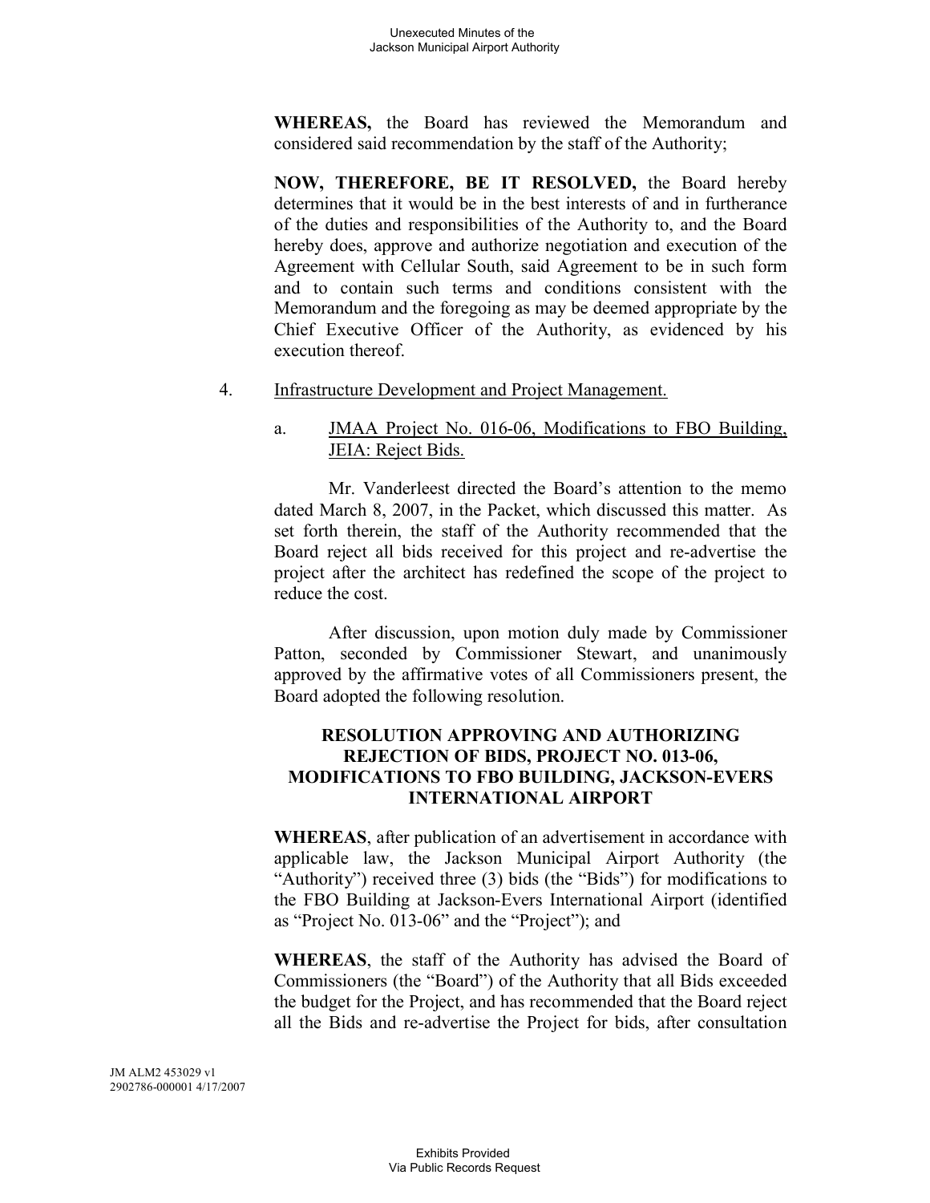**WHEREAS,** the Board has reviewed the Memorandum and considered said recommendation by the staff of the Authority;

**NOW, THEREFORE, BE IT RESOLVED,** the Board hereby determines that it would be in the best interests of and in furtherance of the duties and responsibilities of the Authority to, and the Board hereby does, approve and authorize negotiation and execution of the Agreement with Cellular South, said Agreement to be in such form and to contain such terms and conditions consistent with the Memorandum and the foregoing as may be deemed appropriate by the Chief Executive Officer of the Authority, as evidenced by his execution thereof.

4. Infrastructure Development and Project Management.

   a. JMAA Project No. 016-06, Modifications to FBO Building, JEIA: Reject Bids.

Mr. Vanderleest directed the Board's attention to the memo dated March 8, 2007, in the Packet, which discussed this matter. As set forth therein, the staff of the Authority recommended that the Board reject all bids received for this project and re-advertise the project after the architect has redefined the scope of the project to reduce the cost.

After discussion, upon motion duly made by Commissioner Patton, seconded by Commissioner Stewart, and unanimously approved by the affirmative votes of all Commissioners present, the Board adopted the following resolution.

**RESOLUTION APPROVING AND AUTHORIZING REJECTION OF BIDS, PROJECT NO. 013-06, MODIFICATIONS TO FBO BUILDING, JACKSON-EVERS INTERNATIONAL AIRPORT**

**WHEREAS**, after publication of an advertisement in accordance with applicable law, the Jackson Municipal Airport Authority (the "Authority") received three (3) bids (the "Bids") for modifications to the FBO Building at Jackson-Evers International Airport (identified as "Project No. 013-06" and the "Project"); and

**WHEREAS**, the staff of the Authority has advised the Board of Commissioners (the "Board") of the Authority that all Bids exceeded the budget for the Project, and has recommended that the Board reject all the Bids and re-advertise the Project for bids, after consultation

JM ALM2 453029 v1
2902786-000001 4/17/2007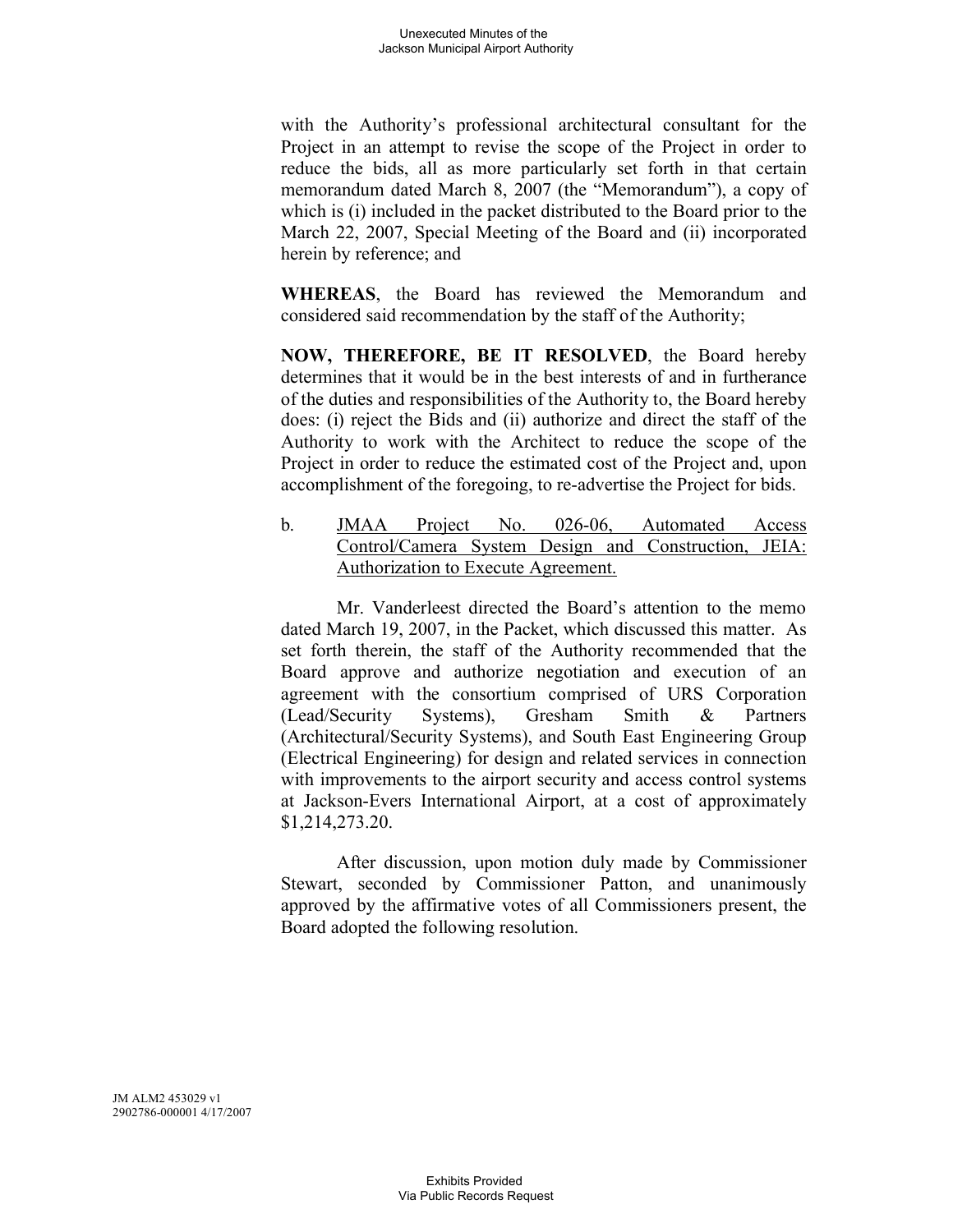with the Authority's professional architectural consultant for the Project in an attempt to revise the scope of the Project in order to reduce the bids, all as more particularly set forth in that certain memorandum dated March 8, 2007 (the "Memorandum"), a copy of which is (i) included in the packet distributed to the Board prior to the March 22, 2007, Special Meeting of the Board and (ii) incorporated herein by reference; and

**WHEREAS**, the Board has reviewed the Memorandum and considered said recommendation by the staff of the Authority;

**NOW, THEREFORE, BE IT RESOLVED**, the Board hereby determines that it would be in the best interests of and in furtherance of the duties and responsibilities of the Authority to, the Board hereby does: (i) reject the Bids and (ii) authorize and direct the staff of the Authority to work with the Architect to reduce the scope of the Project in order to reduce the estimated cost of the Project and, upon accomplishment of the foregoing, to re-advertise the Project for bids.

b. JMAA Project No. 026-06, Automated Access Control/Camera System Design and Construction, JEIA: Authorization to Execute Agreement.

Mr. Vanderleest directed the Board's attention to the memo dated March 19, 2007, in the Packet, which discussed this matter. As set forth therein, the staff of the Authority recommended that the Board approve and authorize negotiation and execution of an agreement with the consortium comprised of URS Corporation (Lead/Security Systems), Gresham Smith & Partners (Architectural/Security Systems), and South East Engineering Group (Electrical Engineering) for design and related services in connection with improvements to the airport security and access control systems at Jackson-Evers International Airport, at a cost of approximately $1,214,273.20.

After discussion, upon motion duly made by Commissioner Stewart, seconded by Commissioner Patton, and unanimously approved by the affirmative votes of all Commissioners present, the Board adopted the following resolution.

JM ALM2 453029 v1
2902786-000001 4/17/2007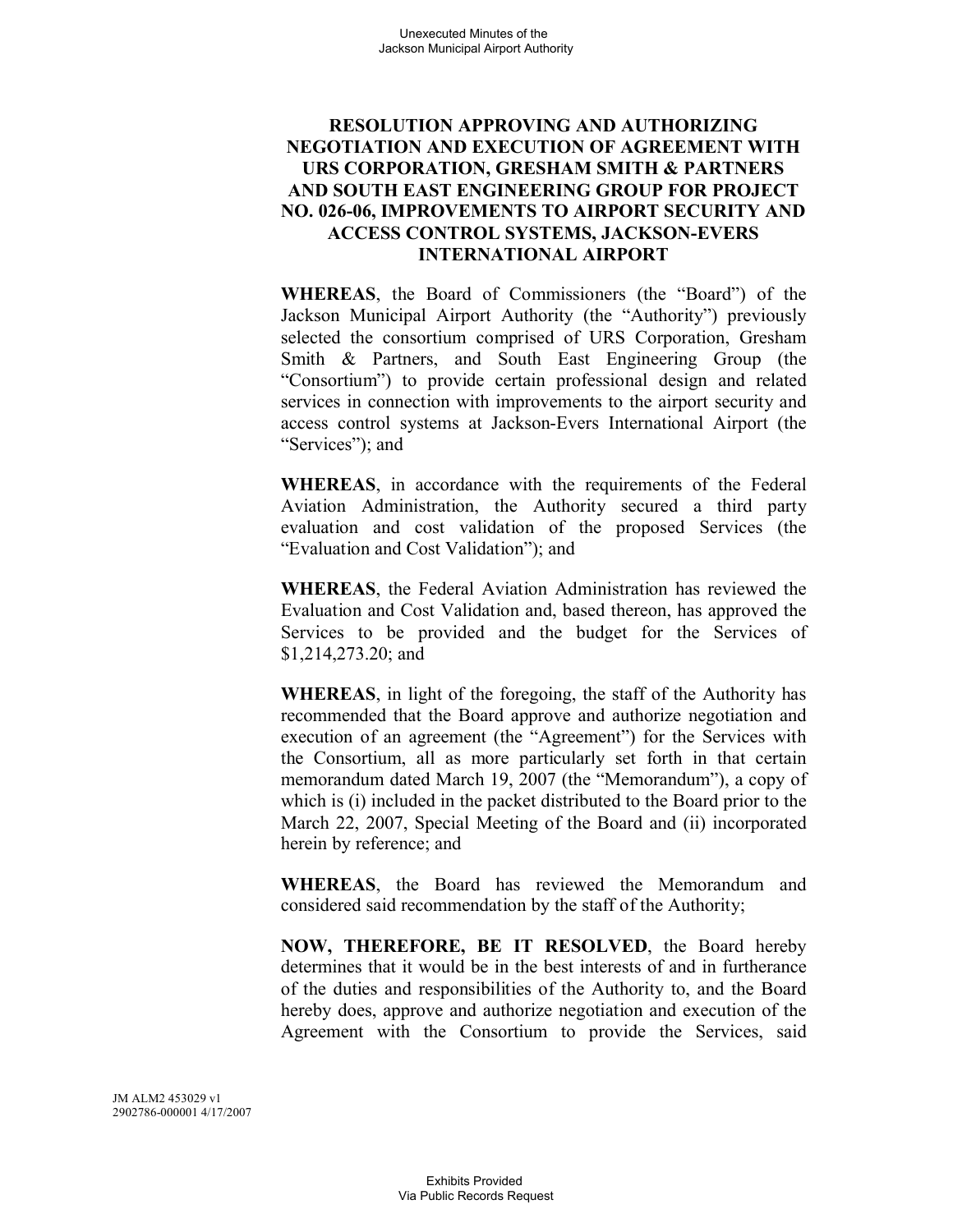**RESOLUTION APPROVING AND AUTHORIZING NEGOTIATION AND EXECUTION OF AGREEMENT WITH URS CORPORATION, GRESHAM SMITH & PARTNERS AND SOUTH EAST ENGINEERING GROUP FOR PROJECT NO. 026-06, IMPROVEMENTS TO AIRPORT SECURITY AND ACCESS CONTROL SYSTEMS, JACKSON-EVERS INTERNATIONAL AIRPORT**

**WHEREAS**, the Board of Commissioners (the "Board") of the Jackson Municipal Airport Authority (the "Authority") previously selected the consortium comprised of URS Corporation, Gresham Smith & Partners, and South East Engineering Group (the "Consortium") to provide certain professional design and related services in connection with improvements to the airport security and access control systems at Jackson-Evers International Airport (the "Services"); and

**WHEREAS**, in accordance with the requirements of the Federal Aviation Administration, the Authority secured a third party evaluation and cost validation of the proposed Services (the "Evaluation and Cost Validation"); and

**WHEREAS**, the Federal Aviation Administration has reviewed the Evaluation and Cost Validation and, based thereon, has approved the Services to be provided and the budget for the Services of $1,214,273.20; and

**WHEREAS**, in light of the foregoing, the staff of the Authority has recommended that the Board approve and authorize negotiation and execution of an agreement (the "Agreement") for the Services with the Consortium, all as more particularly set forth in that certain memorandum dated March 19, 2007 (the "Memorandum"), a copy of which is (i) included in the packet distributed to the Board prior to the March 22, 2007, Special Meeting of the Board and (ii) incorporated herein by reference; and

**WHEREAS**, the Board has reviewed the Memorandum and considered said recommendation by the staff of the Authority;

**NOW, THEREFORE, BE IT RESOLVED**, the Board hereby determines that it would be in the best interests of and in furtherance of the duties and responsibilities of the Authority to, and the Board hereby does, approve and authorize negotiation and execution of the Agreement with the Consortium to provide the Services, said

JM ALM2 453029 v1
2902786-000001 4/17/2007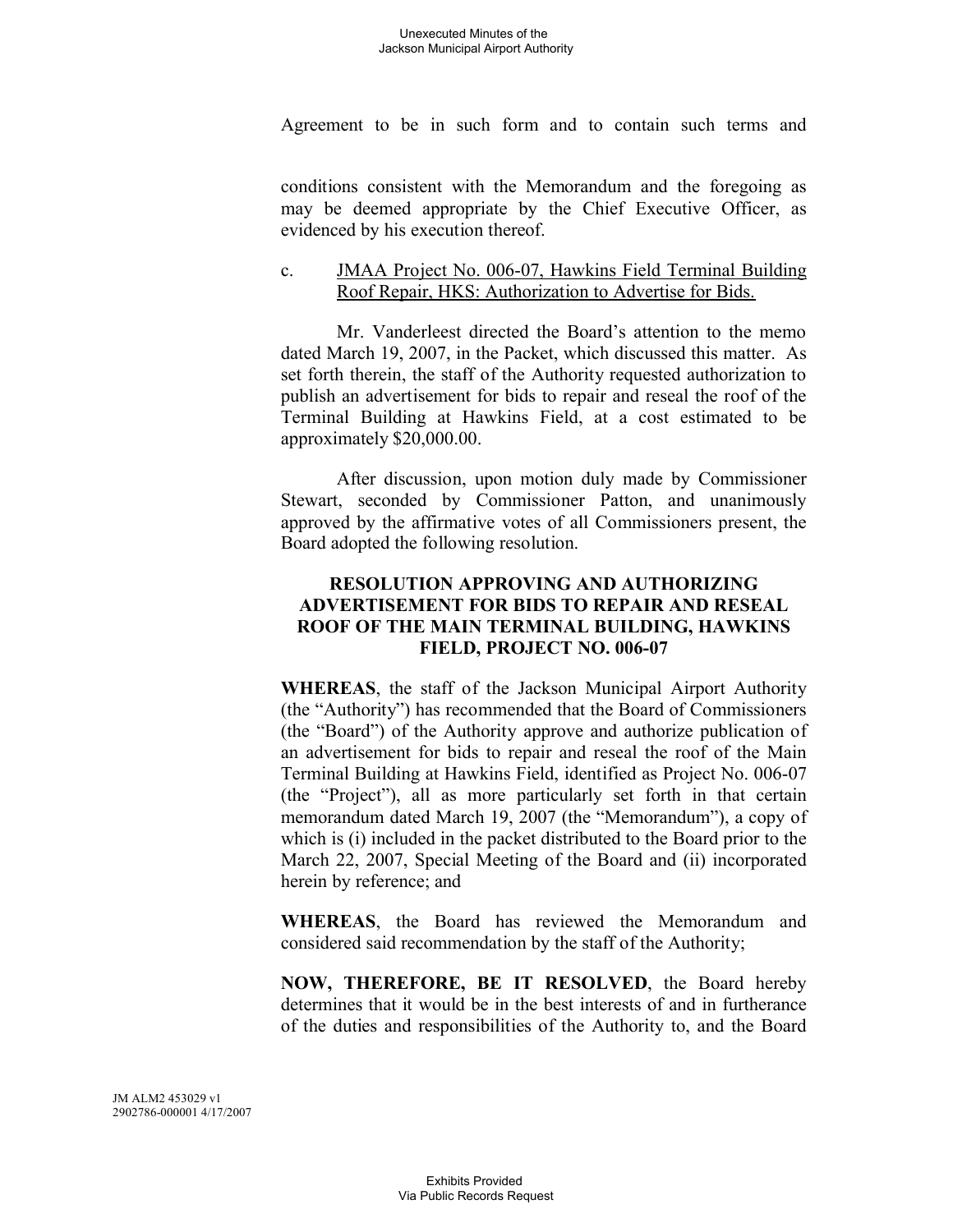Agreement to be in such form and to contain such terms and

conditions consistent with the Memorandum and the foregoing as may be deemed appropriate by the Chief Executive Officer, as evidenced by his execution thereof.

c. JMAA Project No. 006-07, Hawkins Field Terminal Building Roof Repair, HKS: Authorization to Advertise for Bids.

Mr. Vanderleest directed the Board's attention to the memo dated March 19, 2007, in the Packet, which discussed this matter. As set forth therein, the staff of the Authority requested authorization to publish an advertisement for bids to repair and reseal the roof of the Terminal Building at Hawkins Field, at a cost estimated to be approximately $20,000.00.

After discussion, upon motion duly made by Commissioner Stewart, seconded by Commissioner Patton, and unanimously approved by the affirmative votes of all Commissioners present, the Board adopted the following resolution.

**RESOLUTION APPROVING AND AUTHORIZING ADVERTISEMENT FOR BIDS TO REPAIR AND RESEAL ROOF OF THE MAIN TERMINAL BUILDING, HAWKINS FIELD, PROJECT NO. 006-07**

**WHEREAS**, the staff of the Jackson Municipal Airport Authority (the "Authority") has recommended that the Board of Commissioners (the "Board") of the Authority approve and authorize publication of an advertisement for bids to repair and reseal the roof of the Main Terminal Building at Hawkins Field, identified as Project No. 006-07 (the "Project"), all as more particularly set forth in that certain memorandum dated March 19, 2007 (the "Memorandum"), a copy of which is (i) included in the packet distributed to the Board prior to the March 22, 2007, Special Meeting of the Board and (ii) incorporated herein by reference; and

**WHEREAS**, the Board has reviewed the Memorandum and considered said recommendation by the staff of the Authority;

**NOW, THEREFORE, BE IT RESOLVED**, the Board hereby determines that it would be in the best interests of and in furtherance of the duties and responsibilities of the Authority to, and the Board

JM ALM2 453029 v1
2902786-000001 4/17/2007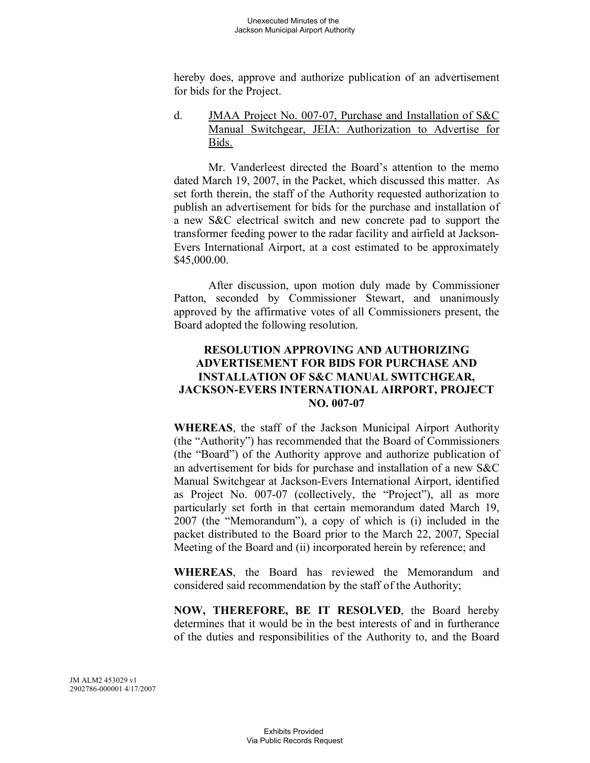hereby does, approve and authorize publication of an advertisement for bids for the Project.

d. <u>JMAA Project No. 007-07, Purchase and Installation of S&C Manual Switchgear, JEIA: Authorization to Advertise for Bids.</u>

Mr. Vanderleest directed the Board's attention to the memo dated March 19, 2007, in the Packet, which discussed this matter. As set forth therein, the staff of the Authority requested authorization to publish an advertisement for bids for the purchase and installation of a new S&C electrical switch and new concrete pad to support the transformer feeding power to the radar facility and airfield at Jackson-Evers International Airport, at a cost estimated to be approximately $45,000.00.

After discussion, upon motion duly made by Commissioner Patton, seconded by Commissioner Stewart, and unanimously approved by the affirmative votes of all Commissioners present, the Board adopted the following resolution.

**RESOLUTION APPROVING AND AUTHORIZING ADVERTISEMENT FOR BIDS FOR PURCHASE AND INSTALLATION OF S&C MANUAL SWITCHGEAR, JACKSON-EVERS INTERNATIONAL AIRPORT, PROJECT NO. 007-07**

**WHEREAS**, the staff of the Jackson Municipal Airport Authority (the "Authority") has recommended that the Board of Commissioners (the "Board") of the Authority approve and authorize publication of an advertisement for bids for purchase and installation of a new S&C Manual Switchgear at Jackson-Evers International Airport, identified as Project No. 007-07 (collectively, the "Project"), all as more particularly set forth in that certain memorandum dated March 19, 2007 (the "Memorandum"), a copy of which is (i) included in the packet distributed to the Board prior to the March 22, 2007, Special Meeting of the Board and (ii) incorporated herein by reference; and

**WHEREAS**, the Board has reviewed the Memorandum and considered said recommendation by the staff of the Authority;

**NOW, THEREFORE, BE IT RESOLVED**, the Board hereby determines that it would be in the best interests of and in furtherance of the duties and responsibilities of the Authority to, and the Board

JM ALM2 453029 v1
2902786-000001 4/17/2007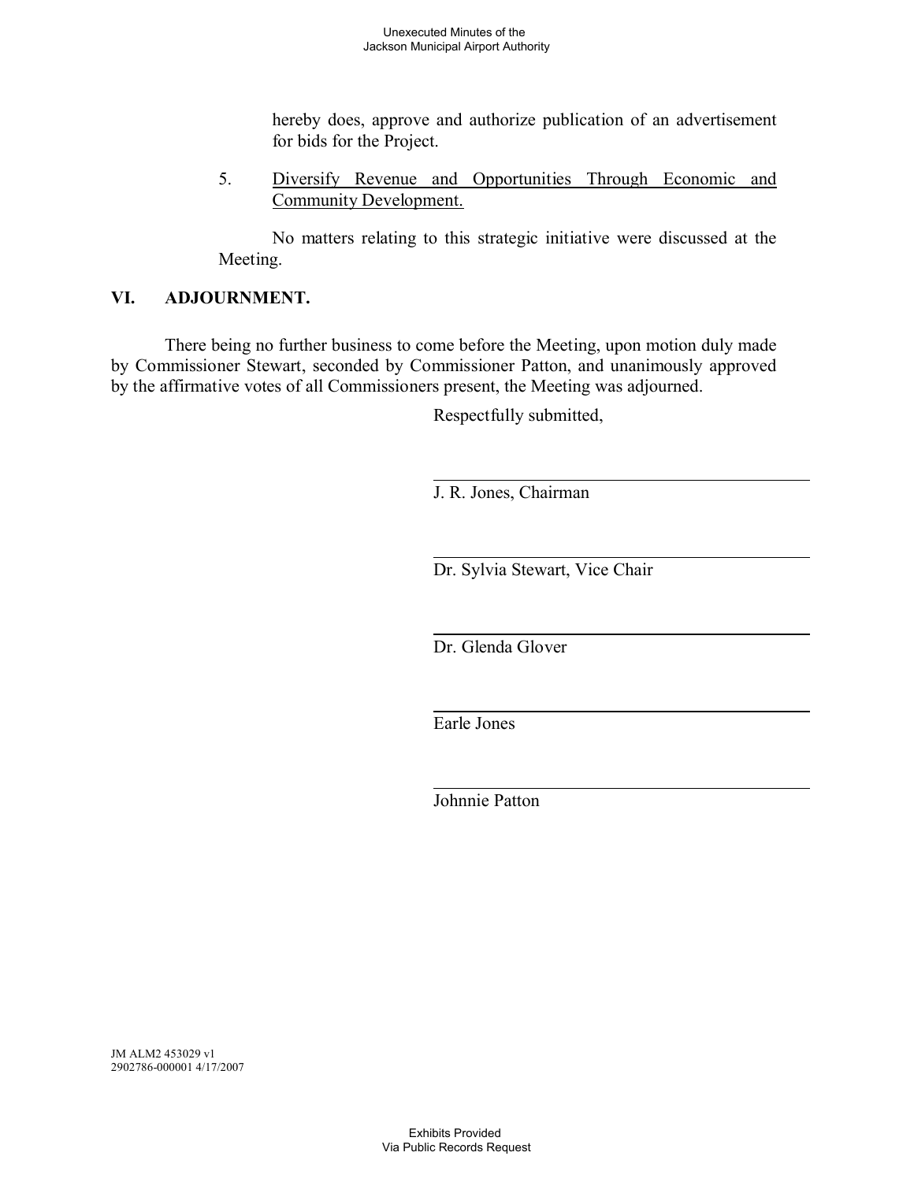hereby does, approve and authorize publication of an advertisement for bids for the Project.

5. Diversify Revenue and Opportunities Through Economic and Community Development.

No matters relating to this strategic initiative were discussed at the Meeting.

## VI. ADJOURNMENT.

There being no further business to come before the Meeting, upon motion duly made by Commissioner Stewart, seconded by Commissioner Patton, and unanimously approved by the affirmative votes of all Commissioners present, the Meeting was adjourned.

Respectfully submitted,

______________________________
J. R. Jones, Chairman

______________________________
Dr. Sylvia Stewart, Vice Chair

______________________________
Dr. Glenda Glover

______________________________
Earle Jones

______________________________
Johnnie Patton

JM ALM2 453029 v1
2902786-000001 4/17/2007